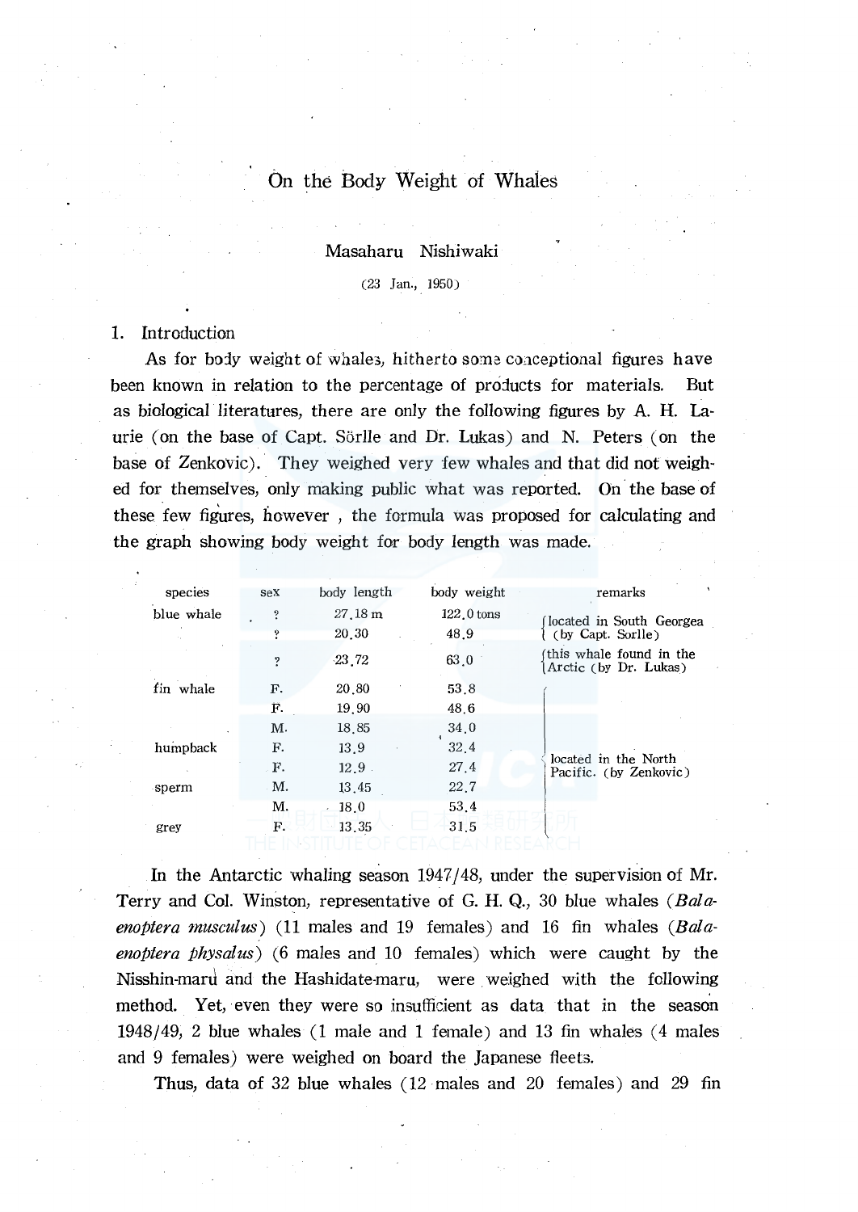# On the Body Weight of Whales

Masaharu Nishiwaki

(23 Jan., 1950)

## 1. Introduction

As for body weight of whales, hitherto some conceptional figures have been known in relation to the percentage of products for materials. But as biological literatures, there are only the following figures by A. H. Laurie (on the base of Capt. Sörlle and Dr. Lukas) and N. Peters (on the base of Zenkovic). They weighed very few whales and that did not weighed for themselves, only making public what was reported. On the base of these few figures, however , the formula was proposed for calculating and the graph showing body weight for body length was made.

| species | sex | body length | body weight | remarks |
|---|---|---|---|---|
| blue whale | ? | 27.18 m | 122.0 tons | located in South Georgea (by Capt. Sorlle) |
| | ? | 20.30 | 48.9 | |
| | ? | 23.72 | 63.0 | this whale found in the Arctic (by Dr. Lukas) |
| fin whale | F. | 20.80 | 53.8 | located in the North Pacific. (by Zenkovic) |
| | F. | 19.90 | 48.6 | |
| | M. | 18.85 | 34.0 | |
| humpback | F. | 13.9 | 32.4 | |
| | F. | 12.9 | 27.4 | |
| sperm | M. | 13.45 | 22.7 | |
| | M. | 18.0 | 53.4 | |
| grey | F. | 13.35 | 31.5 | |

In the Antarctic whaling season 1947/48, under the supervision of Mr. Terry and Col. Winston, representative of G. H. Q., 30 blue whales (*Balaenoptera musculus*) (11 males and 19 females) and 16 fin whales (*Balaenoptera physalus*) (6 males and 10 females) which were caught by the Nisshin-maru and the Hashidate-maru, were weighed with the following method. Yet, even they were so insufficient as data that in the season 1948/49, 2 blue whales (1 male and 1 female) and 13 fin whales (4 males and 9 females) were weighed on board the Japanese fleets.

Thus, data of 32 blue whales (12 males and 20 females) and 29 fin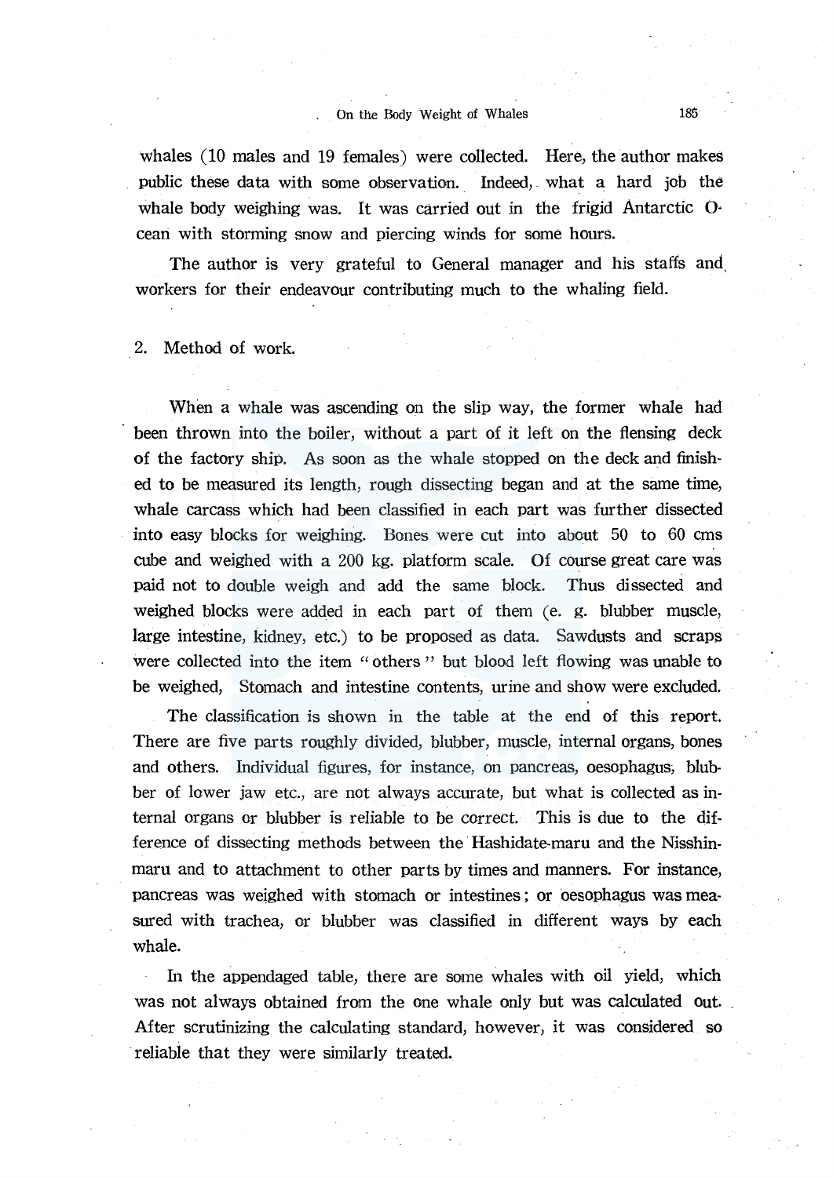whales (10 males and 19 females) were collected. Here, the author makes public these data with some observation. Indeed, what a hard job the whale body weighing was. It was carried out in the frigid Antarctic Ocean with storming snow and piercing winds for some hours.

The author is very grateful to General manager and his staffs and workers for their endeavour contributing much to the whaling field.

## 2. Method of work.

When a whale was ascending on the slip way, the former whale had been thrown into the boiler, without a part of it left on the flensing deck of the factory ship. As soon as the whale stopped on the deck and finished to be measured its length, rough dissecting began and at the same time, whale carcass which had been classified in each part was further dissected into easy blocks for weighing. Bones were cut into about 50 to 60 cms cube and weighed with a 200 kg. platform scale. Of course great care was paid not to double weigh and add the same block. Thus dissected and weighed blocks were added in each part of them (e. g. blubber muscle, large intestine, kidney, etc.) to be proposed as data. Sawdusts and scraps were collected into the item "others" but blood left flowing was unable to be weighed, Stomach and intestine contents, urine and show were excluded.

The classification is shown in the table at the end of this report. There are five parts roughly divided, blubber, muscle, internal organs, bones and others. Individual figures, for instance, on pancreas, oesophagus, blubber of lower jaw etc., are not always accurate, but what is collected as internal organs or blubber is reliable to be correct. This is due to the difference of dissecting methods between the Hashidate-maru and the Nisshin-maru and to attachment to other parts by times and manners. For instance, pancreas was weighed with stomach or intestines; or oesophagus was measured with trachea, or blubber was classified in different ways by each whale.

In the appendaged table, there are some whales with oil yield, which was not always obtained from the one whale only but was calculated out. After scrutinizing the calculating standard, however, it was considered so reliable that they were similarly treated.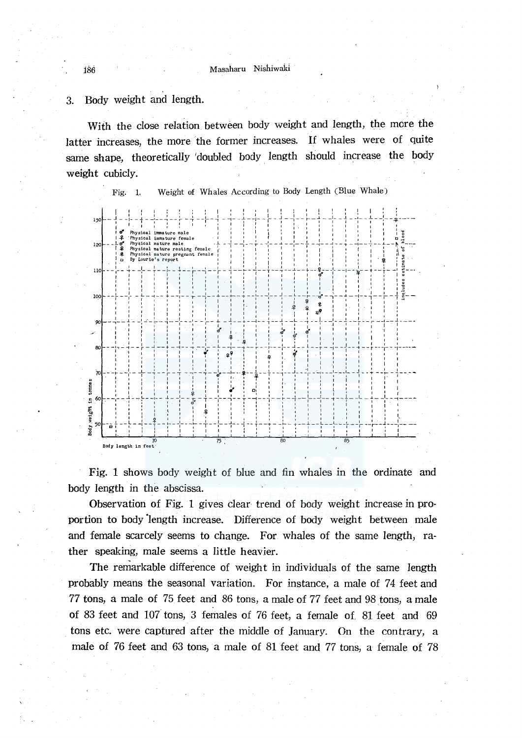## 3. Body weight and length.

With the close relation between body weight and length, the more the latter increases, the more the former increases. If whales were of quite same shape, theoretically doubled body length should increase the body weight cubicly.

Fig. 1. Weight of Whales According to Body Length (Blue Whale)

♂ Physical immature male
♀ Physical immature female
♂ Physical mature male
♀ Physical mature resting female
♀ Physical mature pregnant female
□ By Laurie's report

includes estimate of blood

130
120
110
100
90
80
70
60
50

Body weight in tonnes

70
75
80
85

Body length in feet

Fig. 1 shows body weight of blue and fin whales in the ordinate and body length in the abscissa.

Observation of Fig. 1 gives clear trend of body weight increase in proportion to body length increase. Difference of body weight between male and female scarcely seems to change. For whales of the same length, rather speaking, male seems a little heavier.

The remarkable difference of weight in individuals of the same length probably means the seasonal variation. For instance, a male of 74 feet and 77 tons, a male of 75 feet and 86 tons, a male of 77 feet and 98 tons, a male of 83 feet and 107 tons, 3 females of 76 feet, a female of 81 feet and 69 tons etc. were captured after the middle of January. On the contrary, a male of 76 feet and 63 tons, a male of 81 feet and 77 tons, a female of 78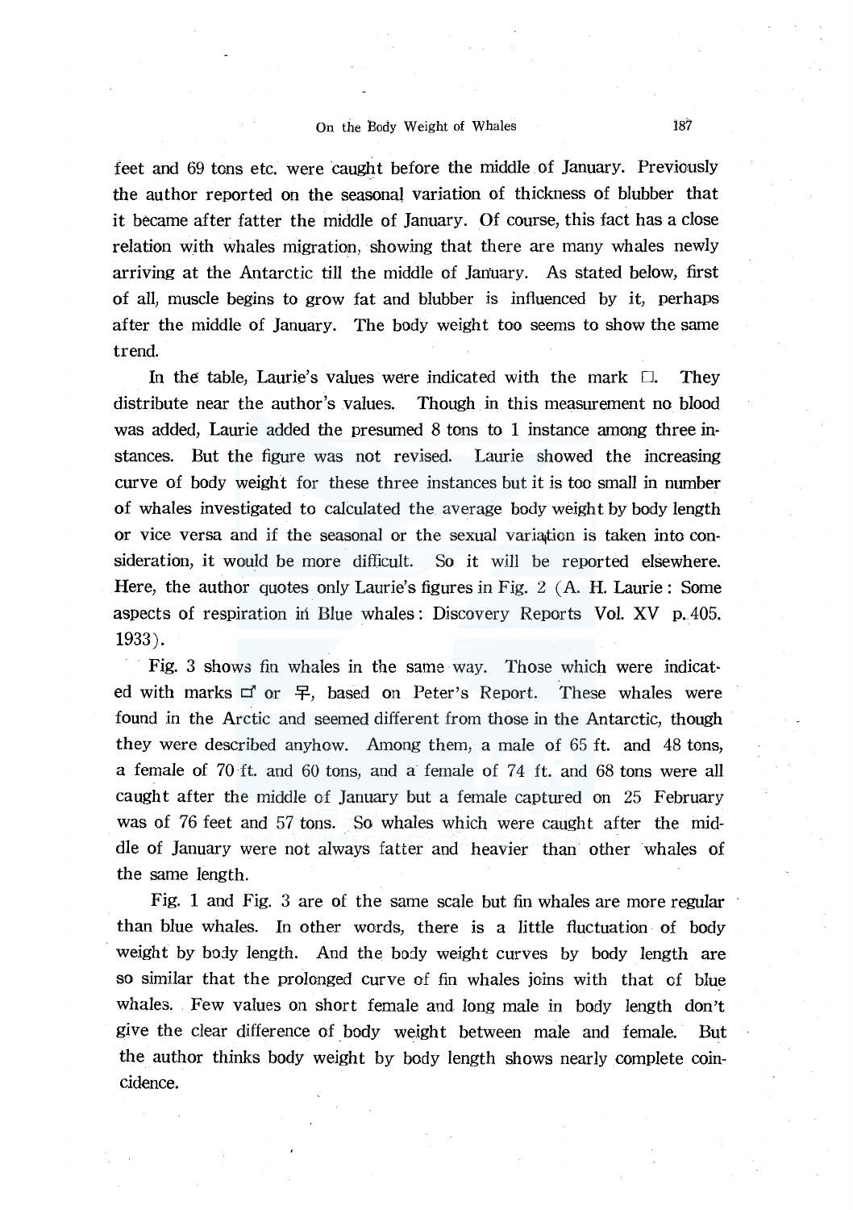feet and 69 tons etc. were caught before the middle of January. Previously the author reported on the seasonal variation of thickness of blubber that it became after fatter the middle of January. Of course, this fact has a close relation with whales migration, showing that there are many whales newly arriving at the Antarctic till the middle of January. As stated below, first of all, muscle begins to grow fat and blubber is influenced by it, perhaps after the middle of January. The body weight too seems to show the same trend.

In the table, Laurie's values were indicated with the mark □. They distribute near the author's values. Though in this measurement no blood was added, Laurie added the presumed 8 tons to 1 instance among three instances. But the figure was not revised. Laurie showed the increasing curve of body weight for these three instances but it is too small in number of whales investigated to calculated the average body weight by body length or vice versa and if the seasonal or the sexual variation is taken into consideration, it would be more difficult. So it will be reported elsewhere. Here, the author quotes only Laurie's figures in Fig. 2 (A. H. Laurie: Some aspects of respiration in Blue whales: Discovery Reports Vol. XV p. 405. 1933).

Fig. 3 shows fin whales in the same way. Those which were indicated with marks ♂ or ♀, based on Peter's Report. These whales were found in the Arctic and seemed different from those in the Antarctic, though they were described anyhow. Among them, a male of 65 ft. and 48 tons, a female of 70 ft. and 60 tons, and a female of 74 ft. and 68 tons were all caught after the middle of January but a female captured on 25 February was of 76 feet and 57 tons. So whales which were caught after the middle of January were not always fatter and heavier than other whales of the same length.

Fig. 1 and Fig. 3 are of the same scale but fin whales are more regular than blue whales. In other words, there is a little fluctuation of body weight by body length. And the body weight curves by body length are so similar that the prolonged curve of fin whales joins with that of blue whales. Few values on short female and long male in body length don't give the clear difference of body weight between male and female. But the author thinks body weight by body length shows nearly complete coincidence.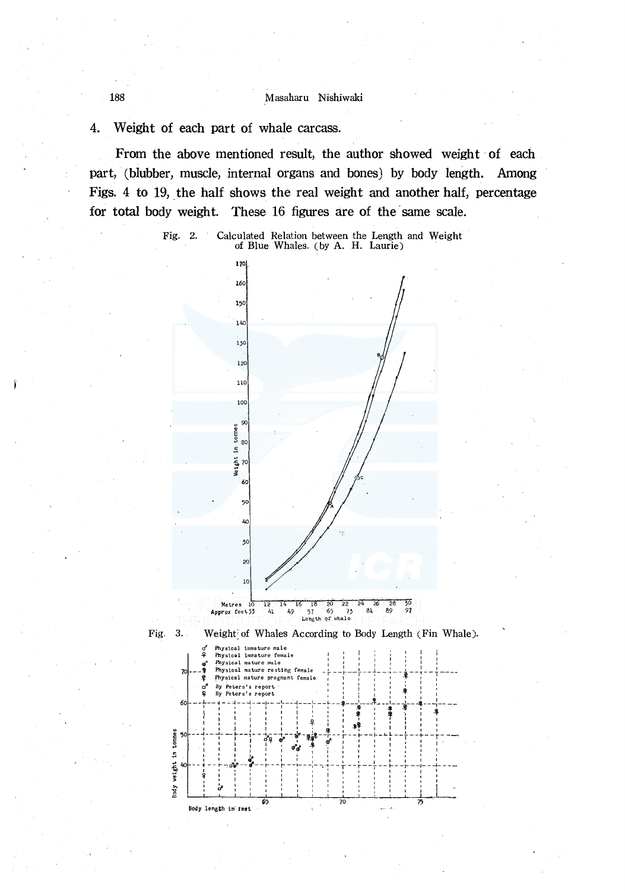## 4. Weight of each part of whale carcass.

From the above mentioned result, the author showed weight of each part, (blubber, muscle, internal organs and bones) by body length. Among Figs. 4 to 19, the half shows the real weight and another half, percentage for total body weight. These 16 figures are of the same scale.

Fig. 2. Calculated Relation between the Length and Weight of Blue Whales. (by A. H. Laurie)

Fig. 3. Weight of Whales According to Body Length (Fin Whale).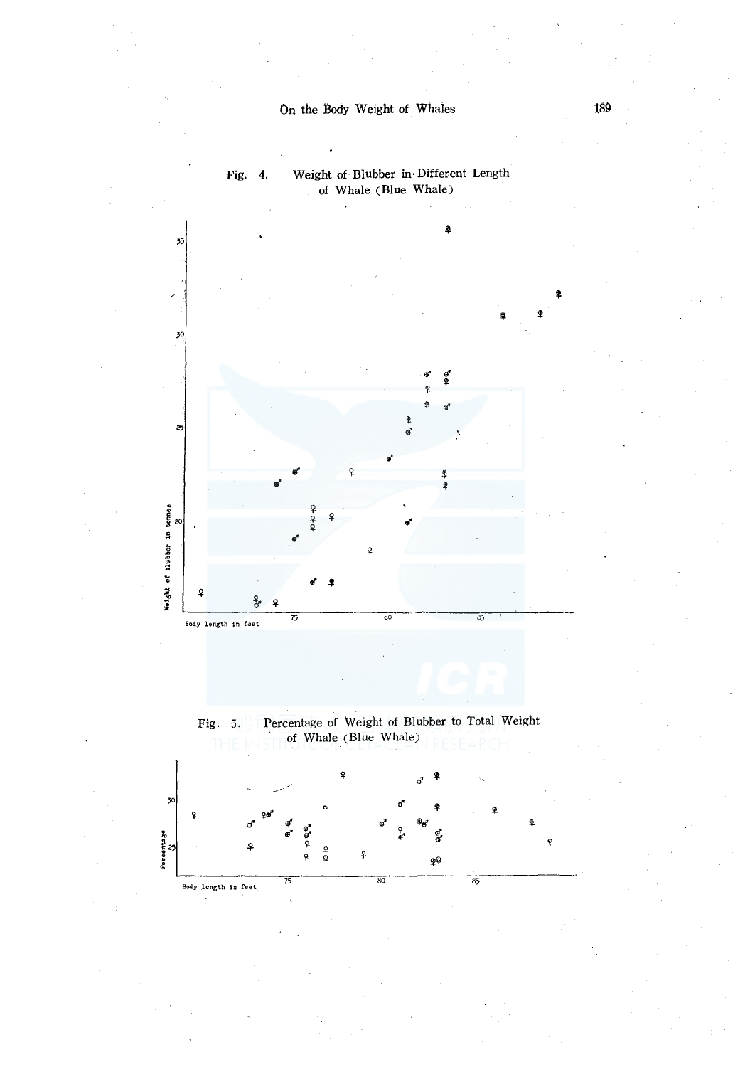Fig. 4. Weight of Blubber in Different Length of Whale (Blue Whale)

35

30

25

20

Weight of blubber in tonnes

75

80

85

Body length in feet

Fig. 5. Percentage of Weight of Blubber to Total Weight of Whale (Blue Whale)

30

25

Percentage

75

80

85

Body length in feet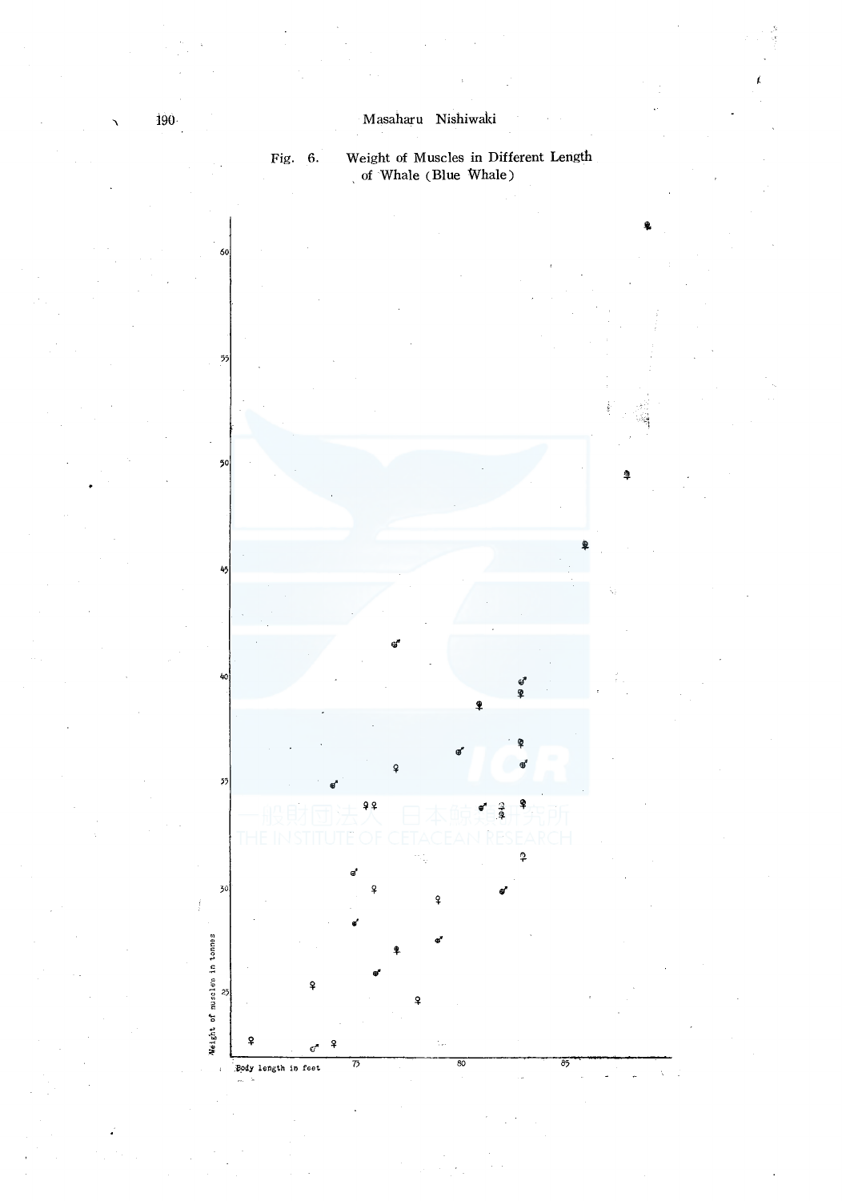Fig. 6. Weight of Muscles in Different Length of Whale (Blue Whale)

60

55

50

45

40

35

30

25

Weight of muscles in tonnes

Body length in feet

75

80

85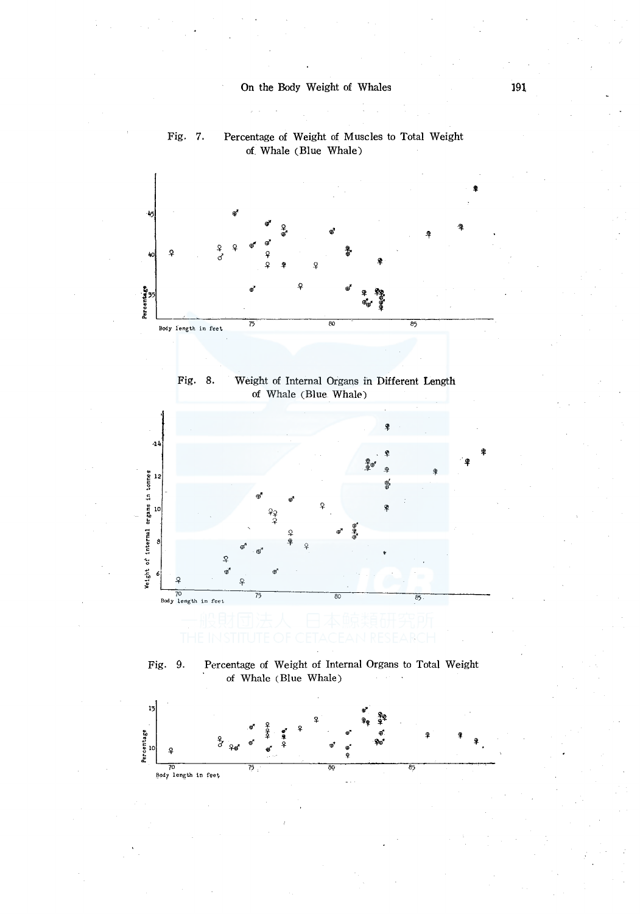Fig. 7. Percentage of Weight of Muscles to Total Weight of Whale (Blue Whale)

45
40
35
Percentage
Body length in feet
75
80
85

Fig. 8. Weight of Internal Organs in Different Length of Whale (Blue Whale)

14
12
10
8
6
Weight of internal organs in tonnes
70
75
80
85
Body length in feet

Fig. 9. Percentage of Weight of Internal Organs to Total Weight of Whale (Blue Whale)

15
10
Percentage
70
75
80
85
Body length in feet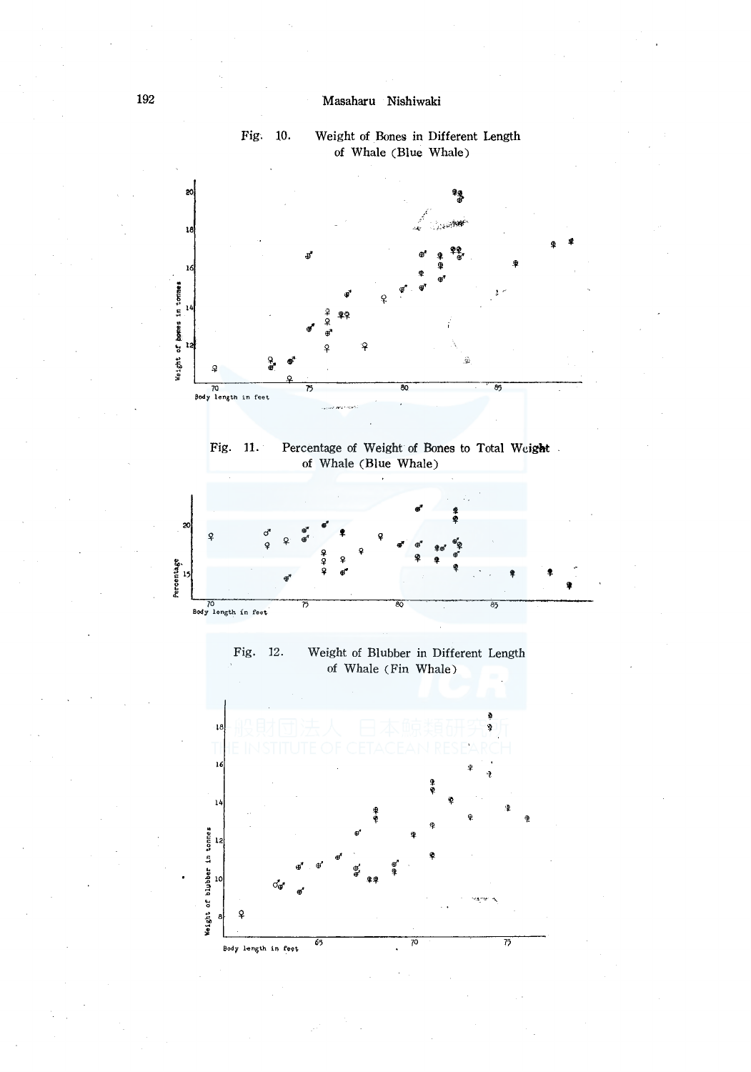Fig. 10. Weight of Bones in Different Length of Whale (Blue Whale)

Weight of bones in tonnes

20

18

16

14

12

70

75

80

85

Body length in feet

Fig. 11. Percentage of Weight of Bones to Total Weight of Whale (Blue Whale)

Percentage

20

15

70

75

80

85

Body length in feet

Fig. 12. Weight of Blubber in Different Length of Whale (Fin Whale)

Weight of blubber in tonnes

18

16

14

12

10

8

65

70

75

Body length in feet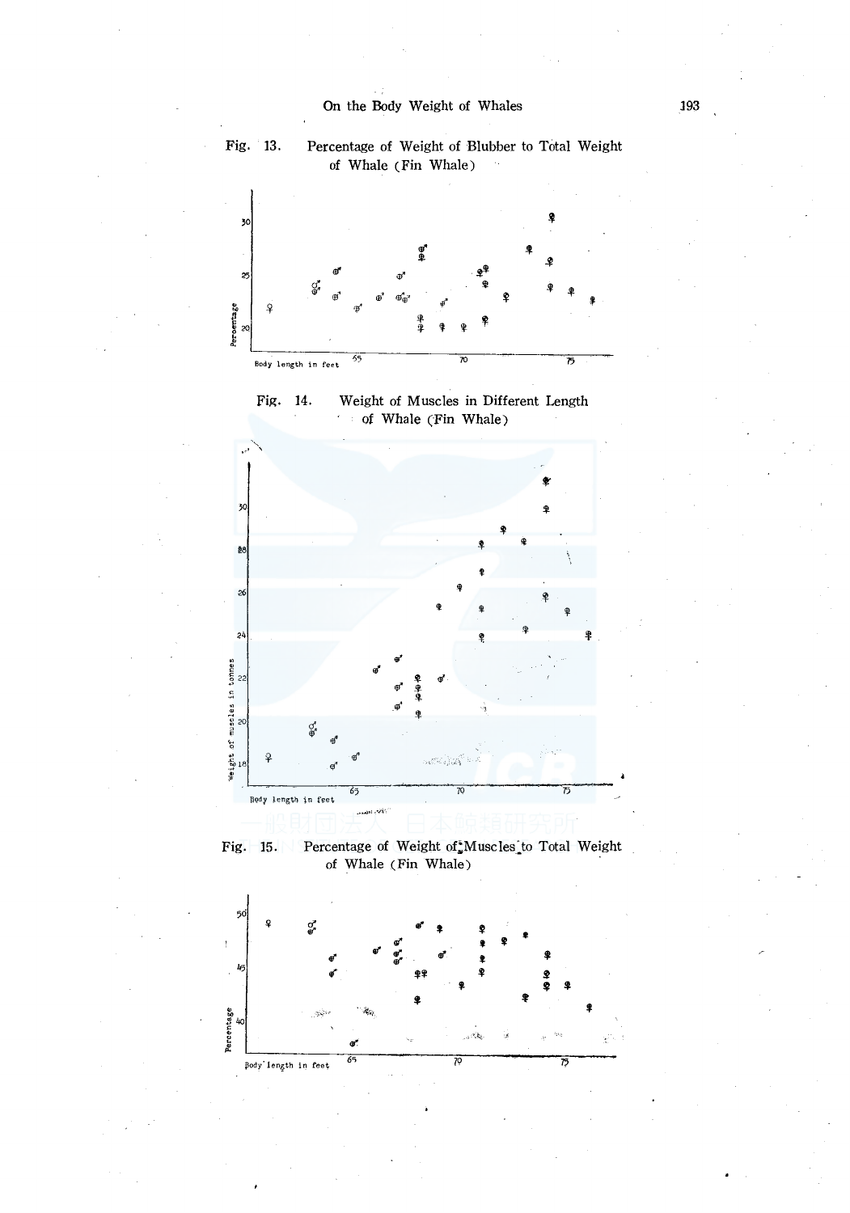Fig. 13. Percentage of Weight of Blubber to Total Weight of Whale (Fin Whale)

30

25

20

Percentage

Body length in feet

65

70

75

Fig. 14. Weight of Muscles in Different Length of Whale (Fin Whale)

30

28

26

24

22

20

18

Weight of muscles in tonnes

Body length in feet

65

70

75

Fig. 15. Percentage of Weight of Muscles to Total Weight of Whale (Fin Whale)

50

45

40

Percentage

Body length in feet

65

70

75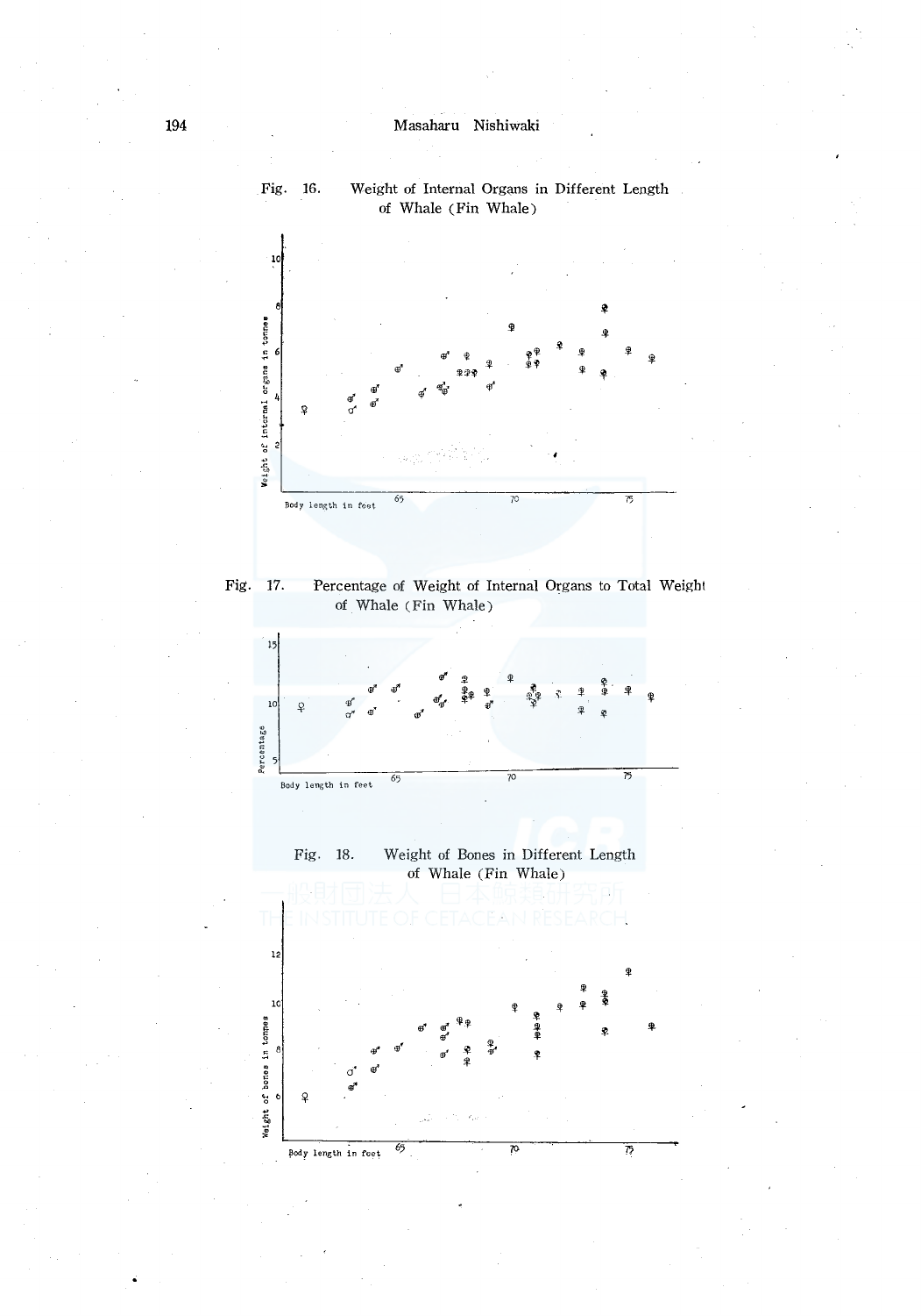Fig. 16. Weight of Internal Organs in Different Length of Whale (Fin Whale)

Fig. 17. Percentage of Weight of Internal Organs to Total Weight of Whale (Fin Whale)

Fig. 18. Weight of Bones in Different Length of Whale (Fin Whale)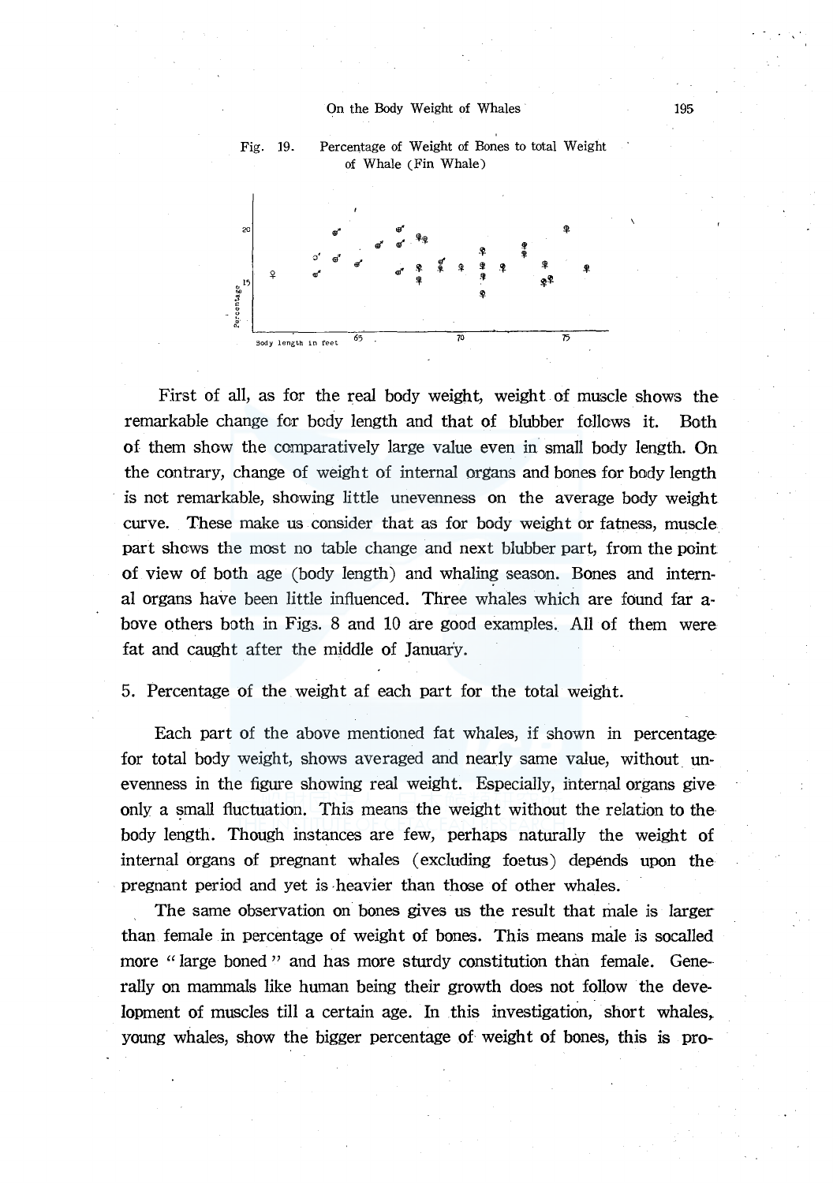Fig. 19. Percentage of Weight of Bones to total Weight of Whale (Fin Whale)

20

15

Percentage

Body length in feet

65

70

75

First of all, as for the real body weight, weight of muscle shows the remarkable change for body length and that of blubber follows it. Both of them show the comparatively large value even in small body length. On the contrary, change of weight of internal organs and bones for body length is not remarkable, showing little unevenness on the average body weight curve. These make us consider that as for body weight or fatness, muscle part shows the most no table change and next blubber part, from the point of view of both age (body length) and whaling season. Bones and internal organs have been little influenced. Three whales which are found far above others both in Figs. 8 and 10 are good examples. All of them were fat and caught after the middle of January.

5. Percentage of the weight af each part for the total weight.

Each part of the above mentioned fat whales, if shown in percentage for total body weight, shows averaged and nearly same value, without unevenness in the figure showing real weight. Especially, internal organs give only a small fluctuation. This means the weight without the relation to the body length. Though instances are few, perhaps naturally the weight of internal organs of pregnant whales (excluding foetus) depends upon the pregnant period and yet is heavier than those of other whales.

The same observation on bones gives us the result that male is larger than female in percentage of weight of bones. This means male is socalled more " large boned " and has more sturdy constitution than female. Generally on mammals like human being their growth does not follow the development of muscles till a certain age. In this investigation, short whales, young whales, show the bigger percentage of weight of bones, this is pro-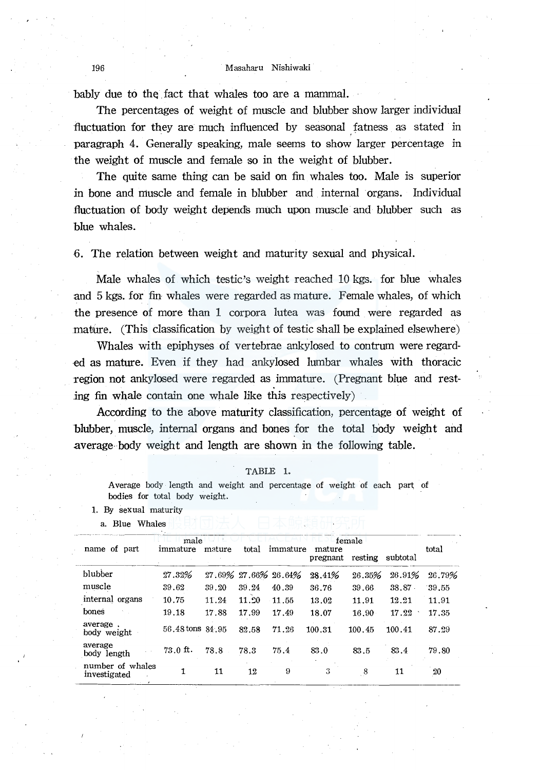bably due to the fact that whales too are a mammal.

The percentages of weight of muscle and blubber show larger individual fluctuation for they are much influenced by seasonal fatness as stated in paragraph 4. Generally speaking, male seems to show larger percentage in the weight of muscle and female so in the weight of blubber.

The quite same thing can be said on fin whales too. Male is superior in bone and muscle and female in blubber and internal organs. Individual fluctuation of body weight depends much upon muscle and blubber such as blue whales.

6. The relation between weight and maturity sexual and physical.

Male whales of which testic's weight reached 10 kgs. for blue whales and 5 kgs. for fin whales were regarded as mature. Female whales, of which the presence of more than 1 corpora lutea was found were regarded as mature. (This classification by weight of testic shall be explained elsewhere)

Whales with epiphyses of vertebrae ankylosed to contrum were regarded as mature. Even if they had ankylosed lumbar whales with thoracic region not ankylosed were regarded as immature. (Pregnant blue and resting fin whale contain one whale like this respectively)

According to the above maturity classification, percentage of weight of blubber, muscle, internal organs and bones for the total body weight and average body weight and length are shown in the following table.

TABLE 1.

Average body length and weight and percentage of weight of each part of bodies for total body weight.

1. By sexual maturity

a. Blue Whales

| name of part | male | | | female | | | | total |
|---|---|---|---|---|---|---|---|---|
| | immature | mature | total | immature | mature pregnant | resting | subtotal | |
| blubber | 27.32% | 27.69% | 27.66% | 26.64% | 28.41% | 26.35% | 26.91% | 26.79% |
| muscle | 39.62 | 39.20 | 39.24 | 40.39 | 36.76 | 39.66 | 38.87 | 39.55 |
| internal organs | 10.75 | 11.24 | 11.20 | 11.55 | 13.02 | 11.91 | 12.21 | 11.91 |
| bones | 19.18 | 17.88 | 17.99 | 17.49 | 18.07 | 16.90 | 17.22 | 17.35 |
| average body weight | 56.48 tons | 84.95 | 82.58 | 71.26 | 100.31 | 100.45 | 100.41 | 87.29 |
| average body length | 73.0 ft. | 78.8 | 78.3 | 75.4 | 83.0 | 83.5 | 83.4 | 79.80 |
| number of whales investigated | 1 | 11 | 12 | 9 | 3 | 8 | 11 | 20 |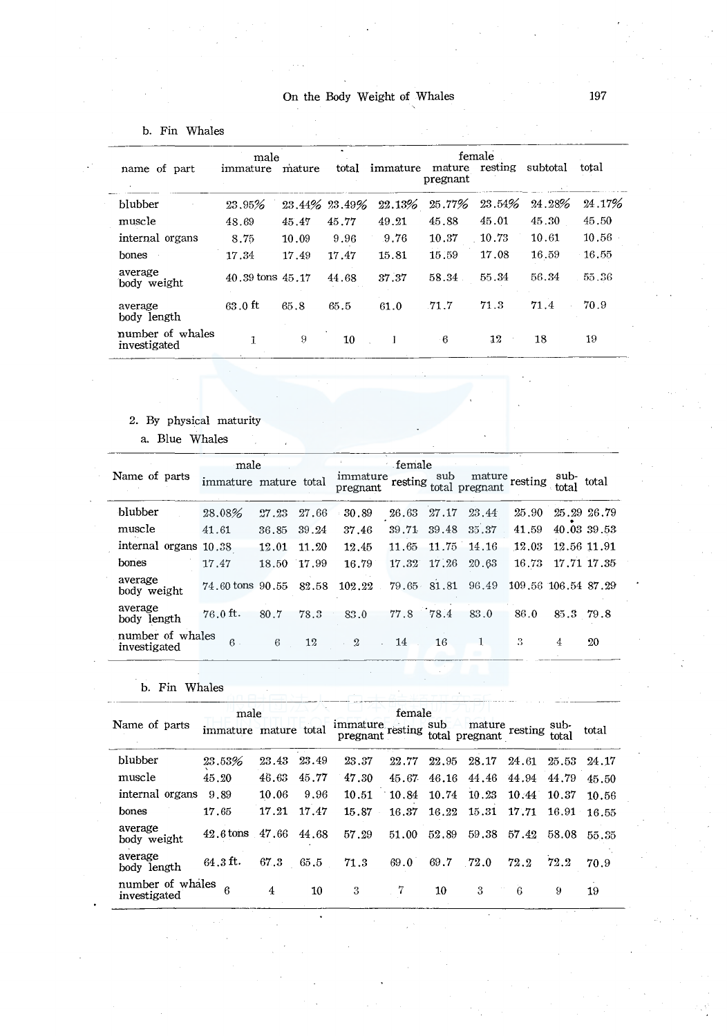b. Fin Whales

| name of part | male immature | male mature | male total | female immature | female mature pregnant | female resting | female subtotal | total |
|---|---|---|---|---|---|---|---|---|
| blubber | 23.95% | 23.44% | 23.49% | 22.13% | 25.77% | 23.54% | 24.28% | 24.17% |
| muscle | 48.69 | 45.47 | 45.77 | 49.21 | 45.88 | 45.01 | 45.30 | 45.50 |
| internal organs | 8.75 | 10.09 | 9.96 | 9.76 | 10.37 | 10.73 | 10.61 | 10.56 |
| bones | 17.34 | 17.49 | 17.47 | 15.81 | 15.59 | 17.08 | 16.59 | 16.55 |
| average body weight | 40.39 tons | 45.17 | 44.68 | 37.37 | 58.34 | 55.34 | 56.34 | 55.36 |
| average body length | 63.0 ft | 65.8 | 65.5 | 61.0 | 71.7 | 71.3 | 71.4 | 70.9 |
| number of whales investigated | 1 | 9 | 10 | 1 | 6 | 12 | 18 | 19 |

2. By physical maturity

a. Blue Whales

| Name of parts | male immature | male mature | male total | female immature pregnant | female immature resting | female immature sub total | female mature pregnant | female mature resting | female mature sub-total | total |
|---|---|---|---|---|---|---|---|---|---|---|
| blubber | 28.08% | 27.23 | 27.66 | 30.89 | 26.63 | 27.17 | 23.44 | 25.90 | 25.29 | 26.79 |
| muscle | 41.61 | 36.85 | 39.24 | 37.46 | 39.71 | 39.48 | 35.37 | 41.59 | 40.03 | 39.53 |
| internal organs | 10.38 | 12.01 | 11.20 | 12.45 | 11.65 | 11.75 | 14.16 | 12.03 | 12.56 | 11.91 |
| bones | 17.47 | 18.50 | 17.99 | 16.79 | 17.32 | 17.26 | 20.63 | 16.73 | 17.71 | 17.35 |
| average body weight | 74.60 tons | 90.55 | 82.58 | 102.22 | 79.65 | 81.81 | 96.49 | 109.56 | 106.54 | 87.29 |
| average body length | 76.0 ft. | 80.7 | 78.3 | 83.0 | 77.8 | 78.4 | 83.0 | 86.0 | 85.3 | 79.8 |
| number of whales investigated | 6 | 6 | 12 | 2 | 14 | 16 | 1 | 3 | 4 | 20 |

b. Fin Whales

| Name of parts | male immature | male mature | male total | female immature pregnant | female immature resting | female immature sub total | female mature pregnant | female mature resting | female mature sub-total | total |
|---|---|---|---|---|---|---|---|---|---|---|
| blubber | 23.53% | 23.43 | 23.49 | 23.37 | 22.77 | 22.95 | 28.17 | 24.61 | 25.53 | 24.17 |
| muscle | 45.20 | 46.63 | 45.77 | 47.30 | 45.67 | 46.16 | 44.46 | 44.94 | 44.79 | 45.50 |
| internal organs | 9.89 | 10.06 | 9.96 | 10.51 | 10.84 | 10.74 | 10.23 | 10.44 | 10.37 | 10.56 |
| bones | 17.65 | 17.21 | 17.47 | 15.87 | 16.37 | 16.22 | 15.31 | 17.71 | 16.91 | 16.55 |
| average body weight | 42.6 tons | 47.66 | 44.68 | 57.29 | 51.00 | 52.89 | 59.38 | 57.42 | 58.08 | 55.35 |
| average body length | 64.3 ft. | 67.3 | 65.5 | 71.3 | 69.0 | 69.7 | 72.0 | 72.2 | 72.2 | 70.9 |
| number of whales investigated | 6 | 4 | 10 | 3 | 7 | 10 | 3 | 6 | 9 | 19 |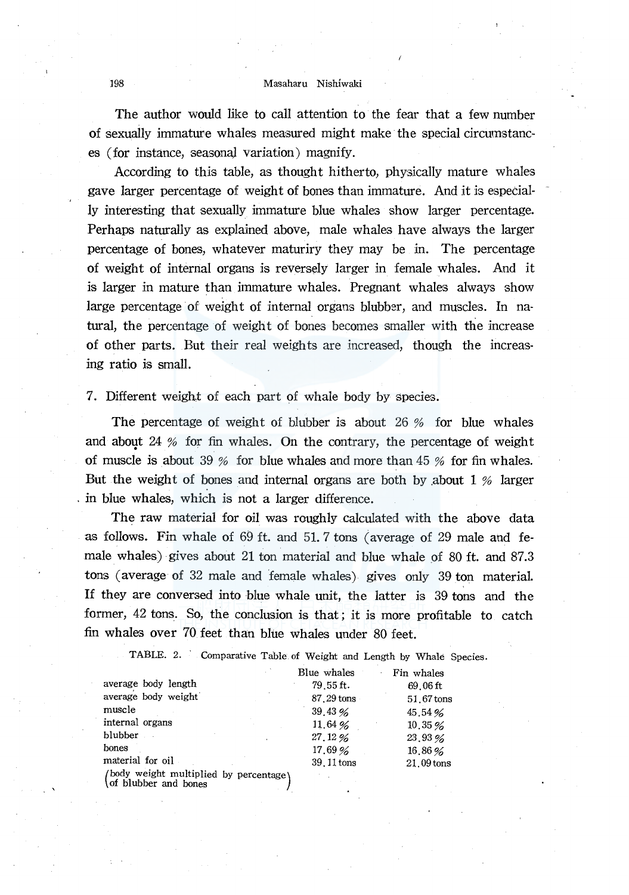The author would like to call attention to the fear that a few number of sexually immature whales measured might make the special circumstances (for instance, seasonal variation) magnify.

According to this table, as thought hitherto, physically mature whales gave larger percentage of weight of bones than immature. And it is especially interesting that sexually immature blue whales show larger percentage. Perhaps naturally as explained above, male whales have always the larger percentage of bones, whatever maturiry they may be in. The percentage of weight of internal organs is reversely larger in female whales. And it is larger in mature than immature whales. Pregnant whales always show large percentage of weight of internal organs blubber, and muscles. In natural, the percentage of weight of bones becomes smaller with the increase of other parts. But their real weights are increased, though the increasing ratio is small.

7. Different weight of each part of whale body by species.

The percentage of weight of blubber is about 26 % for blue whales and about 24 % for fin whales. On the contrary, the percentage of weight of muscle is about 39 % for blue whales and more than 45 % for fin whales. But the weight of bones and internal organs are both by about 1 % larger in blue whales, which is not a larger difference.

The raw material for oil was roughly calculated with the above data as follows. Fin whale of 69 ft. and 51.7 tons (average of 29 male and female whales) gives about 21 ton material and blue whale of 80 ft. and 87.3 tons (average of 32 male and female whales) gives only 39 ton material. If they are conversed into blue whale unit, the latter is 39 tons and the former, 42 tons. So, the conclusion is that; it is more profitable to catch fin whales over 70 feet than blue whales under 80 feet.

TABLE. 2. Comparative Table of Weight and Length by Whale Species.

| | Blue whales | Fin whales |
|---|---|---|
| average body length | 79.55 ft. | 69.06 ft |
| average body weight | 87.29 tons | 51.67 tons |
| muscle | 39.43 % | 45.54 % |
| internal organs | 11.64 % | 10.35 % |
| blubber | 27.12 % | 23.93 % |
| bones | 17.69 % | 16.86 % |
| material for oil (body weight multiplied by percentage of blubber and bones) | 39.11 tons | 21.09 tons |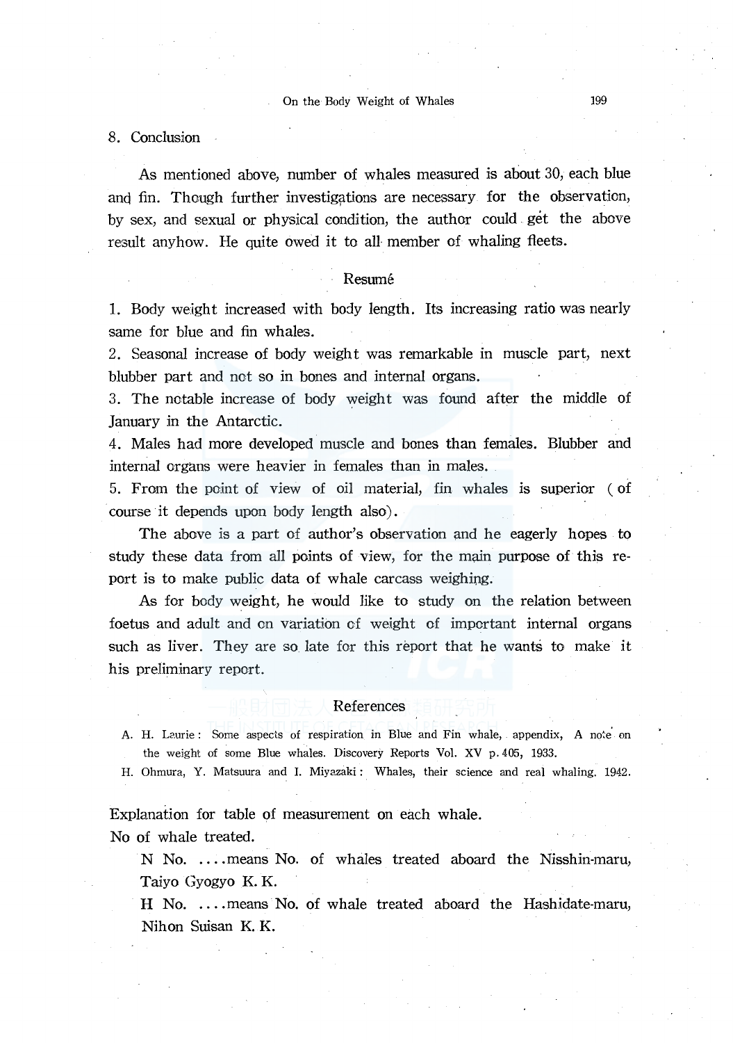## 8. Conclusion

As mentioned above, number of whales measured is about 30, each blue and fin. Though further investigations are necessary for the observation, by sex, and sexual or physical condition, the author could get the above result anyhow. He quite owed it to all member of whaling fleets.

## Resumé

1. Body weight increased with body length. Its increasing ratio was nearly same for blue and fin whales.
2. Seasonal increase of body weight was remarkable in muscle part, next blubber part and not so in bones and internal organs.
3. The notable increase of body weight was found after the middle of January in the Antarctic.
4. Males had more developed muscle and bones than females. Blubber and internal organs were heavier in females than in males.
5. From the point of view of oil material, fin whales is superior ( of course it depends upon body length also).

The above is a part of author's observation and he eagerly hopes to study these data from all points of view, for the main purpose of this report is to make public data of whale carcass weighing.

As for body weight, he would like to study on the relation between foetus and adult and on variation of weight of important internal organs such as liver. They are so late for this report that he wants to make it his preliminary report.

## References

A. H. Laurie: Some aspects of respiration in Blue and Fin whale, appendix, A note on the weight of some Blue whales. Discovery Reports Vol. XV p. 405, 1933.

H. Ohmura, Y. Matsuura and I. Miyazaki: Whales, their science and real whaling. 1942.

Explanation for table of measurement on each whale.

No of whale treated.

N No. ....means No. of whales treated aboard the Nisshin-maru, Taiyo Gyogyo K. K.

H No. ....means No. of whale treated aboard the Hashidate-maru, Nihon Suisan K. K.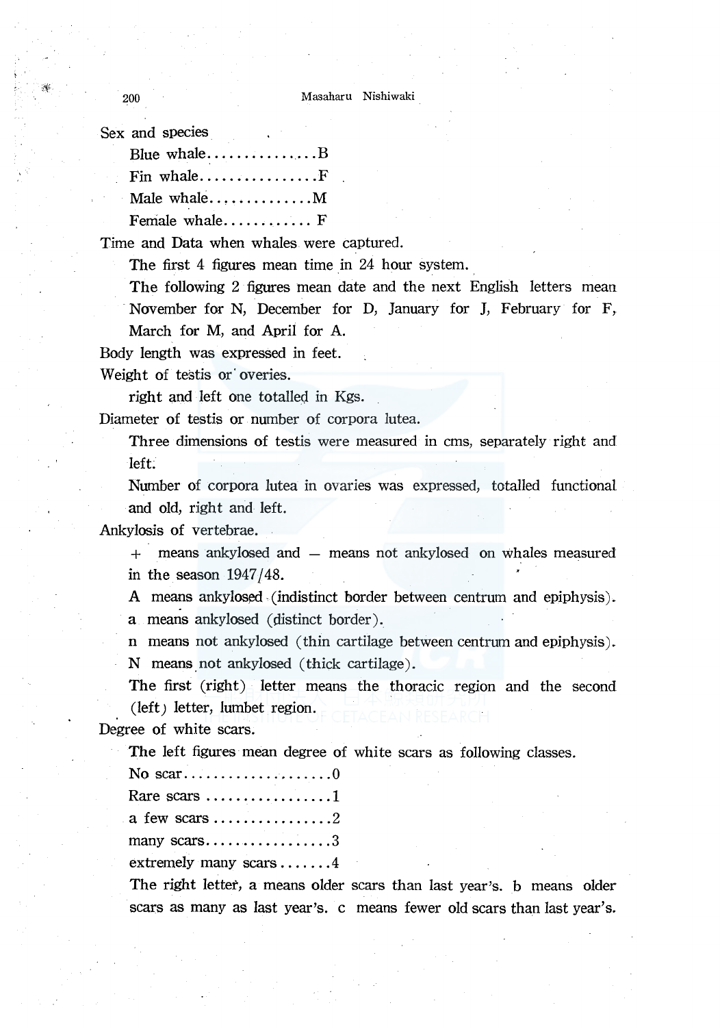Sex and species

Blue whale...............B

Fin whale................F

Male whale..............M

Female whale............ F

Time and Data when whales were captured.

The first 4 figures mean time in 24 hour system.

The following 2 figures mean date and the next English letters mean November for N, December for D, January for J, February for F, March for M, and April for A.

Body length was expressed in feet.

Weight of testis or overies.

right and left one totalled in Kgs.

Diameter of testis or number of corpora lutea.

Three dimensions of testis were measured in cms, separately right and left.

Number of corpora lutea in ovaries was expressed, totalled functional and old, right and left.

Ankylosis of vertebrae.

\+ means ankylosed and — means not ankylosed on whales measured in the season 1947/48.

A means ankylosed (indistinct border between centrum and epiphysis).

a means ankylosed (distinct border).

n means not ankylosed (thin cartilage between centrum and epiphysis).

N means not ankylosed (thick cartilage).

The first (right) letter means the thoracic region and the second (left) letter, lumbet region.

Degree of white scars.

The left figures mean degree of white scars as following classes.

No scar....................0

Rare scars .................1

a few scars ................2

many scars.................3

extremely many scars.......4

The right letter, a means older scars than last year's. b means older scars as many as last year's. c means fewer old scars than last year's.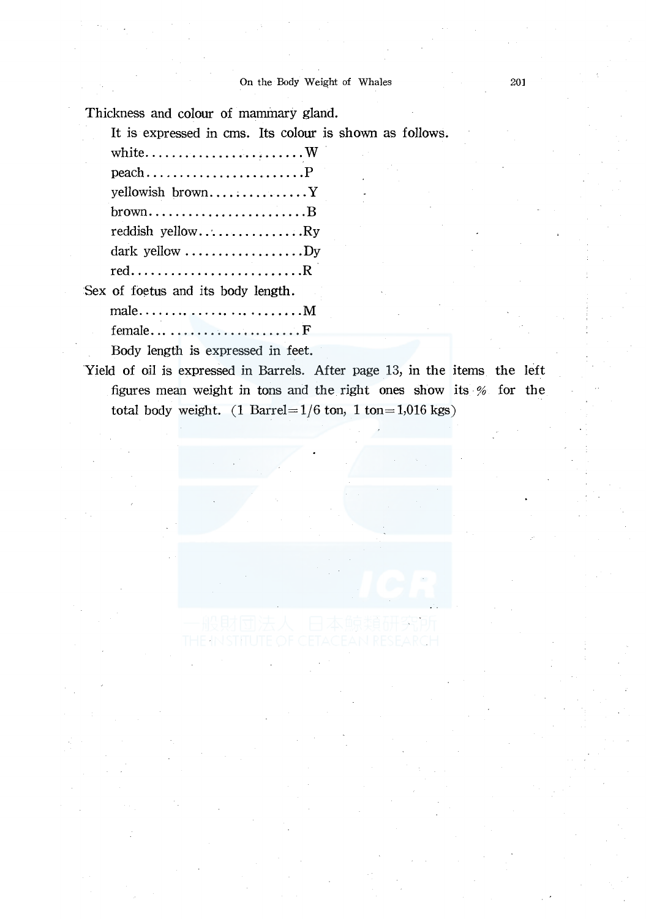Thickness and colour of mammary gland.

It is expressed in cms. Its colour is shown as follows.

white........................W
peach........................P
yellowish brown...............Y
brown........................B
reddish yellow................Ry
dark yellow..................Dy
red..........................R

Sex of foetus and its body length.

male.........................M
female.......................F

Body length is expressed in feet.

Yield of oil is expressed in Barrels. After page 13, in the items the left figures mean weight in tons and the right ones show its % for the total body weight. (1 Barrel=1/6 ton, 1 ton=1,016 kgs)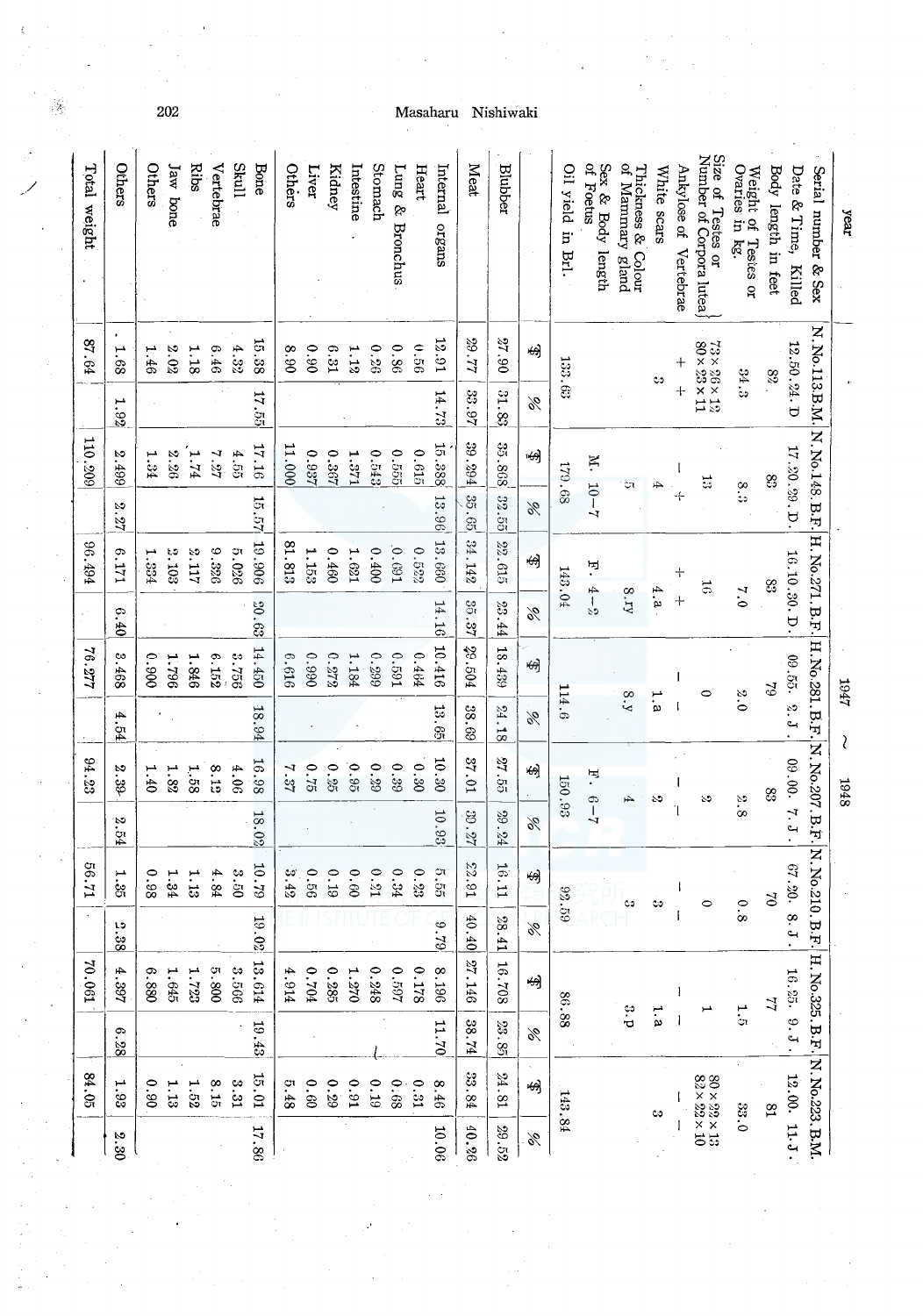| year | 1947 ~ 1948 | | | | | | | | | | | | | | | |
|---|---|---|---|---|---|---|---|---|---|---|---|---|---|---|---|---|
| Serial number & Sex | N. No. 113. B. M. | | N. No. 148. B. F. | | H. No. 271. B. F. | | H. No. 281. B. F. | | N. No. 207. B. F. | | N. No. 210. B. F. | | H. No. 325. B. F. | | N. No. 223. B. M. | |
| Date & Time, Killed | 12.50. 24. D | | 17.20. 29. D. | | 16.10. 30. D. | | 09.55. 2. J. | | 09.00. 7. J. | | 07.20. 8. J. | | 16.25. 9. J. | | 12.00. 11. J. | |
| Body length in feet | 82 | | 83 | | 83 | | 79 | | 83 | | 70 | | 77 | | 81 | |
| Weight of Testes or Ovaries in kg. | 34.3 | | 8.3 | | 7.0 | | 2.0 | | 2.8 | | 0.8 | | 1.5 | | 33.0 | |
| Size of Testes or Number of Corpora lutea | 73×26×12 80×23×11 | | 13 | | 16 | | 0 | | 2 | | 0 | | 1 | | 80×22×13 82×22×10 | |
| Ankylose of Vertebrae | + + | | − + | | + + | | − − | | − − | | − − | | − − | | − − | |
| White scars | 3 | | 4 | | 4.a | | 1.a | | 2 | | 3 | | 1.a | | 3 | |
| Thickness & Colour of Mammary gland | | | 5 | | 8.ry | | 8.y | | 4 | | 3 | | 3.p | | | |
| Sex & Body length of Foetus | | | M. 10−7 | | F. 4−2 | | | | F. 6−7 | | | | | | | |
| Oil yield in Brl. | 133.63 | | 170.68 | | 143.04 | | 114.6 | | 150.93 | | 92.59 | | 86.88 | | 143.84 | |
| | t | % | t | % | t | % | t | % | t | % | t | % | t | % | t | % |
| Blubber | 27.90 | 31.83 | 35.868 | 32.55 | 22.615 | 23.44 | 18.439 | 24.18 | 27.55 | 29.24 | 16.11 | 28.41 | 16.708 | 23.85 | 24.81 | 29.52 |
| Meat | 29.77 | 33.97 | 39.294 | 35.65 | 34.142 | 35.37 | 29.504 | 38.69 | 37.01 | 39.27 | 22.91 | 40.40 | 27.146 | 38.74 | 33.84 | 40.26 |
| Internal organs | 12.91 | 14.73 | 15.388 | 13.96 | 13.660 | 14.16 | 10.416 | 13.65 | 10.30 | 10.93 | 5.55 | 9.79 | 8.196 | 11.70 | 8.46 | 10.06 |
| Heart | 0.56 | | 0.615 | | 0.532 | | 0.464 | | 0.30 | | 0.23 | | 0.178 | | 0.31 | |
| Lung & Bronchus | 0.86 | | 0.555 | | 0.691 | | 0.591 | | 0.39 | | 0.34 | | 0.597 | | 0.68 | |
| Stomach | 0.26 | | 0.543 | | 0.400 | | 0.299 | | 0.29 | | 0.21 | | 0.248 | | 0.19 | |
| Intestine | 1.12 | | 1.371 | | 1.631 | | 1.184 | | 0.95 | | 0.60 | | 1.270 | | 0.91 | |
| Kidney | 0.31 | | 0.367 | | 0.490 | | 0.272 | | 0.25 | | 0.19 | | 0.285 | | 0.29 | |
| Liver | 0.90 | | 0.937 | | 1.153 | | 0.990 | | 0.75 | | 0.56 | | 0.704 | | 0.60 | |
| Others | 8.90 | | 11.000 | | 81.813 | | 6.616 | | 7.37 | | 3.42 | | 4.914 | | 5.48 | |
| Bone | 15.38 | 17.55 | 17.16 | 15.57 | 19.906 | 20.63 | 14.450 | 18.94 | 16.98 | 18.02 | 10.79 | 19.02 | 13.614 | 19.43 | 15.01 | 17.86 |
| Skull | 4.32 | | 4.55 | | 5.026 | | 3.756 | | 4.06 | | 3.50 | | 3.566 | | 3.31 | |
| Vertebrae | 6.46 | | 7.27 | | 9.326 | | 6.152 | | 8.12 | | 4.84 | | 5.800 | | 8.15 | |
| Ribs | 1.18 | | 1.74 | | 2.117 | | 1.846 | | 1.58 | | 1.13 | | 1.723 | | 1.52 | |
| Jaw bone | 2.02 | | 2.26 | | 2.103 | | 1.796 | | 1.82 | | 1.34 | | 1.645 | | 1.13 | |
| Others | 1.46 | | 1.34 | | 1.334 | | 0.900 | | 1.40 | | 0.98 | | 6.880 | | 0.90 | |
| Others | 1.68 | 1.92 | 2.499 | 2.27 | 6.171 | 6.40 | 3.468 | 4.54 | 2.39 | 2.54 | 1.35 | 2.38 | 4.397 | 6.28 | 1.93 | 2.30 |
| Total weight | 87.64 | | 110.209 | | 96.494 | | 76.277 | | 94.23 | | 56.71 | | 70.061 | | 84.05 | |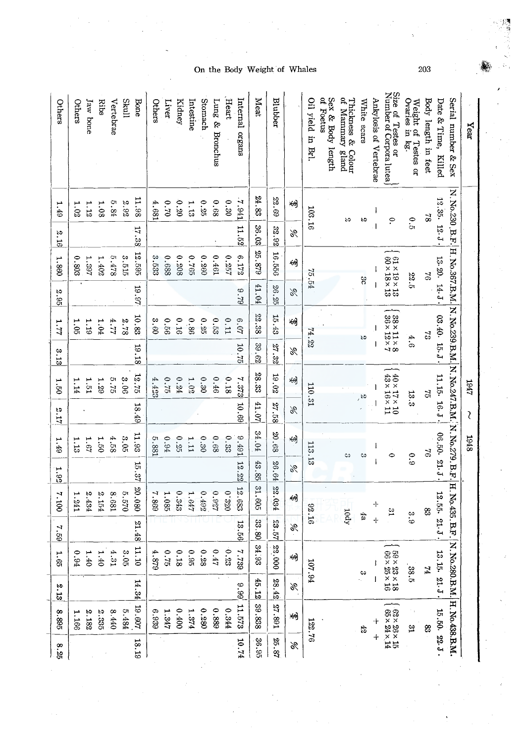| Year | 1947 ~ 1948 | | | | | | | | | | | | | | | |
|---|---|---|---|---|---|---|---|---|---|---|---|---|---|---|---|---|
| Serial number & Sex | N. No.230 B.F. | | H. No.367 B.M. | | N. No.239 B.M. | | N. No.247 B.M. | | N. No.279 B.F. | | H. No.435 B.F. | | N. No.280 B.M. | | H. No.438 B.M. | |
| Date & Time, Killed | 12.35. 12. J. | | 13.20. 14. J. | | 03.40. 15. J. | | 11.15. 16. J. | | 06.50. 21. J. | | 12.55. 21. J. | | 13.15. 21. J. | | 15.50. 22. J. | |
| Body length in feet | 78 | | 76 | | 73 | | 75 | | 76 | | 83 | | 74 | | 83 | |
| Weight of Testes or Ovaries in kg. | 0.5 | | 22.5 | | 4.6 | | 13.3 | | 0.9 | | 3.9 | | 38.5 | | 31 | |
| Size of Testes or Number of Corpora lutea | 0. | | (61×19×13 / 60×18×13) | | (38×11×8 / 36×12×7) | | (40×17×10 / 43×16×11) | | 0 | | 31 | | (59×23×18 / 66×25×16) | | (63×26×15 / 65×24×14) | |
| Ankylosis of Vertebrae | — — | | — — | | — — | | — — | | — — | | + + | | — — | | + + | |
| White scars | 2 | | 3c | | 2 | | 2 | | 3 | | 4a | | 3 | | 42 | |
| Thickness & Colour of Mammary gland | 2 | | | | | | | | 3 | | | | | | | |
| Sex & Body length of Foetus | | | | | | | | | | | 10dy | | | | | |
| Oil yield in Brl. | 103.16 | | 75.54 | | 74.22 | | 110.31 | | 113.13 | | 92.16 | | 107.94 | | 122.76 | |
| | t | % | t | % | t | % | t | % | t | % | t | % | t | % | t | % |
| Blubber | 22.69 | 32.92 | 16.556 | 26.25 | 15.43 | 27.32 | 19.02 | 27.58 | 20.68 | 26.64 | 22.034 | 23.57 | 22.000 | 28.42 | 27.891 | 25.87 |
| Meat | 24.83 | 36.03 | 25.879 | 41.04 | 22.38 | 39.62 | 28.33 | 41.07 | 34.04 | 43.85 | 31.605 | 33.80 | 34.93 | 45.12 | 39.838 | 36.95 |
| Internal organs | 7.941 | 11.52 | 6.172 | 9.79 | 6.07 | 10.75 | 7.373 | 10.69 | 9.491 | 12.22 | 12.683 | 13.56 | 7.739 | 9.99 | 11.573 | 10.74 |
| Heart | 0.30 | | 0.257 | | 0.11 | | 0.18 | | 0.33 | | 0.320 | | 0.23 | | 0.344 | |
| Lung & Bronchus | 0.68 | | 0.461 | | 0.53 | | 0.46 | | 0.68 | | 0.927 | | 0.47 | | 0.889 | |
| Stomach | 0.25 | | 0.260 | | 0.25 | | 0.30 | | 0.30 | | 0.492 | | 0.28 | | 0.280 | |
| Intestine | 1.13 | | 0.765 | | 0.86 | | 1.02 | | 1.11 | | 1.647 | | 0.95 | | 1.374 | |
| Kidney | 0.20 | | 0.208 | | 0.16 | | 0.24 | | 0.25 | | 0.343 | | 0.18 | | 0.400 | |
| Liver | 0.70 | | 0.688 | | 0.56 | | 0.75 | | 0.94 | | 1.085 | | 0.75 | | 1.347 | |
| Others | 4.681 | | 3.533 | | 3.60 | | 4.423 | | 5.881 | | 7.869 | | 4.879 | | 6.939 | |
| Bone | 11.98 | 17.38 | 12.595 | 19.97 | 10.83 | 19.18 | 12.75 | 18.49 | 11.93 | 15.37 | 20.080 | 21.48 | 11.10 | 14.34 | 19.607 | 18.19 |
| Skull | 2.92 | | 3.515 | | 2.78 | | 3.06 | | 3.05 | | 5.570 | | 3.05 | | 5.484 | |
| Vertebrae | 5.84 | | 5.478 | | 4.77 | | 5.75 | | 4.58 | | 8.681 | | 4.31 | | 8.440 | |
| Ribs | 1.08 | | 1.402 | | 1.04 | | 1.29 | | 1.50 | | 2.154 | | 1.40 | | 2.335 | |
| Jaw bone | 1.12 | | 1.397 | | 1.19 | | 1.51 | | 1.67 | | 2.434 | | 1.40 | | 2.182 | |
| Others | 1.02 | | 0.803 | | 1.05 | | 1.14 | | 1.13 | | 1.241 | | 0.94 | | 1.166 | |
| Others | 1.49 | 2.16 | 1.860 | 2.95 | 1.77 | 3.13 | 1.50 | 2.17 | 1.49 | 1.92 | 7.100 | 7.59 | 1.65 | 2.13 | 8.895 | 8.25 |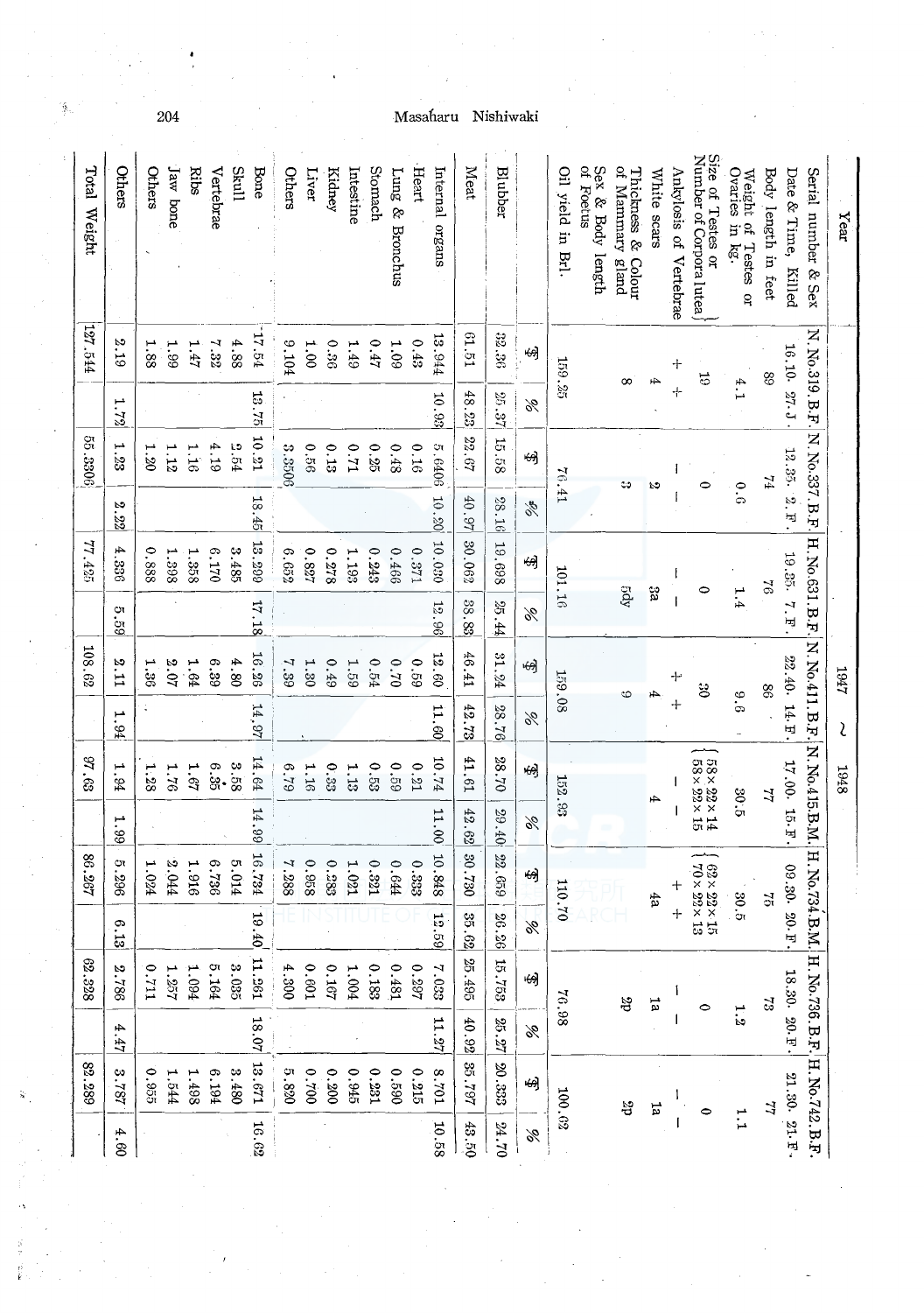| Year | 1947 ~ 1948 | | | | | | | | | | | | | | | |
|---|---|---|---|---|---|---|---|---|---|---|---|---|---|---|---|---|
| Serial number & Sex | N. No. 319. B. F. | | N. No. 337. B. F. | | H. No. 631. B. F. | | N. No. 411. B. F. | | N. No. 415. B. M. | | H. No. 734. B. M. | | H. No. 736. B. F. | | H. No. 742. B. F. | |
| Date & Time, Killed | 16.10. 27. J. | | 12.35. 2. F. | | 19.35. 7. F. | | 22.40. 14. F. | | 17.00. 15. F. | | 09.30. 20. F. | | 18.30. 20. F. | | 21.30. 21. F. | |
| Body length in feet | 89 | | 74 | | 76 | | 86 | | 77 | | 75 | | 73 | | 77 | |
| Weight of Testes or Ovaries in kg. | 4.1 | | 0.6 | | 1.4 | | 9.6 | | 30.5 | | 30.5 | | 1.2 | | 1.1 | |
| Size of Testes or Number of Corpora lutea | 19 | | 0 | | 0 | | 30 | | {58×22×14 / 58×22×15} | | {62×22×15 / 70×22×13} | | 0 | | 0 | |
| Ankylosis of Vertebrae | + + | | – – | | – – | | + + | | – – | | + + | | – – | | – – | |
| White scars | 4 | | 2 | | 3a | | 4 | | 4 | | 4a | | 1a | | 1a | |
| Thickness & Colour of Mammary gland | 8 | | 3 | | 5dy | | 9 | | | | | | 2p | | 2p | |
| Sex & Body length of Foetus | | | | | | | | | | | | | | | | |
| Oil yield in Brl. | 159.25 | | 76.41 | | 101.16 | | 159.08 | | 152.93 | | 110.70 | | 76.98 | | 100.62 | |
| | t | % | t | % | t | % | t | % | t | % | t | % | t | % | t | % |
| Blubber | 32.36 | 25.37 | 15.58 | 28.16 | 19.698 | 25.44 | 31.24 | 28.76 | 28.70 | 29.40 | 22.659 | 26.26 | 15.753 | 25.27 | 20.333 | 24.70 |
| Meat | 61.51 | 48.23 | 22.67 | 40.97 | 30.062 | 38.83 | 46.41 | 42.73 | 41.61 | 42.62 | 30.730 | 35.62 | 25.495 | 40.92 | 35.797 | 43.50 |
| Internal organs | 13.944 | 10.93 | 5.6406 | 10.20 | 10.030 | 12.96 | 12.60 | 11.60 | 10.74 | 11.00 | 10.848 | 12.59 | 7.023 | 11.27 | 8.701 | 10.58 |
| Heart | 0.43 | | 0.16 | | 0.371 | | 0.59 | | 0.21 | | 0.333 | | 0.297 | | 0.215 | |
| Lung & Bronchus | 1.09 | | 0.48 | | 0.466 | | 0.70 | | 0.59 | | 0.644 | | 0.481 | | 0.590 | |
| Stomach | 0.47 | | 0.25 | | 0.243 | | 0.54 | | 0.53 | | 0.321 | | 0.183 | | 0.231 | |
| Intestine | 1.49 | | 0.71 | | 1.193 | | 1.59 | | 1.13 | | 1.021 | | 1.004 | | 0.945 | |
| Kidney | 0.36 | | 0.13 | | 0.278 | | 0.49 | | 0.33 | | 0.283 | | 0.167 | | 0.200 | |
| Liver | 1.00 | | 0.56 | | 0.827 | | 1.30 | | 1.16 | | 0.958 | | 0.601 | | 0.700 | |
| Others | 9.104 | | 3.3506 | | 6.652 | | 7.39 | | 6.79 | | 7.288 | | 4.300 | | 5.820 | |
| Bone | 17.54 | 13.75 | 10.21 | 18.45 | 13.299 | 17.18 | 16.26 | 14.97 | 14.64 | 14.99 | 16.734 | 19.40 | 11.261 | 18.07 | 13.671 | 16.62 |
| Skull | 4.88 | | 2.54 | | 3.485 | | 4.80 | | 3.58 | | 5.014 | | 3.035 | | 3.480 | |
| Vertebrae | 7.32 | | 4.19 | | 6.170 | | 6.39 | | 6.35 | | 6.736 | | 5.164 | | 6.194 | |
| Ribs | 1.47 | | 1.16 | | 1.358 | | 1.64 | | 1.67 | | 1.916 | | 1.094 | | 1.498 | |
| Jaw bone | 1.99 | | 1.12 | | 1.398 | | 2.07 | | 1.76 | | 2.044 | | 1.257 | | 1.544 | |
| Others | 1.88 | | 1.20 | | 0.888 | | 1.36 | | 1.28 | | 1.024 | | 0.711 | | 0.955 | |
| Others | 2.19 | 1.72 | 1.23 | 2.22 | 4.336 | 5.59 | 2.11 | 1.94 | 1.84 | 1.99 | 5.296 | 6.13 | 2.786 | 4.47 | 3.787 | 4.60 |
| Total Weight | 127.544 | | 55.3306 | | 77.425 | | 108.62 | | 97.63 | | 86.267 | | 62.328 | | 82.289 | |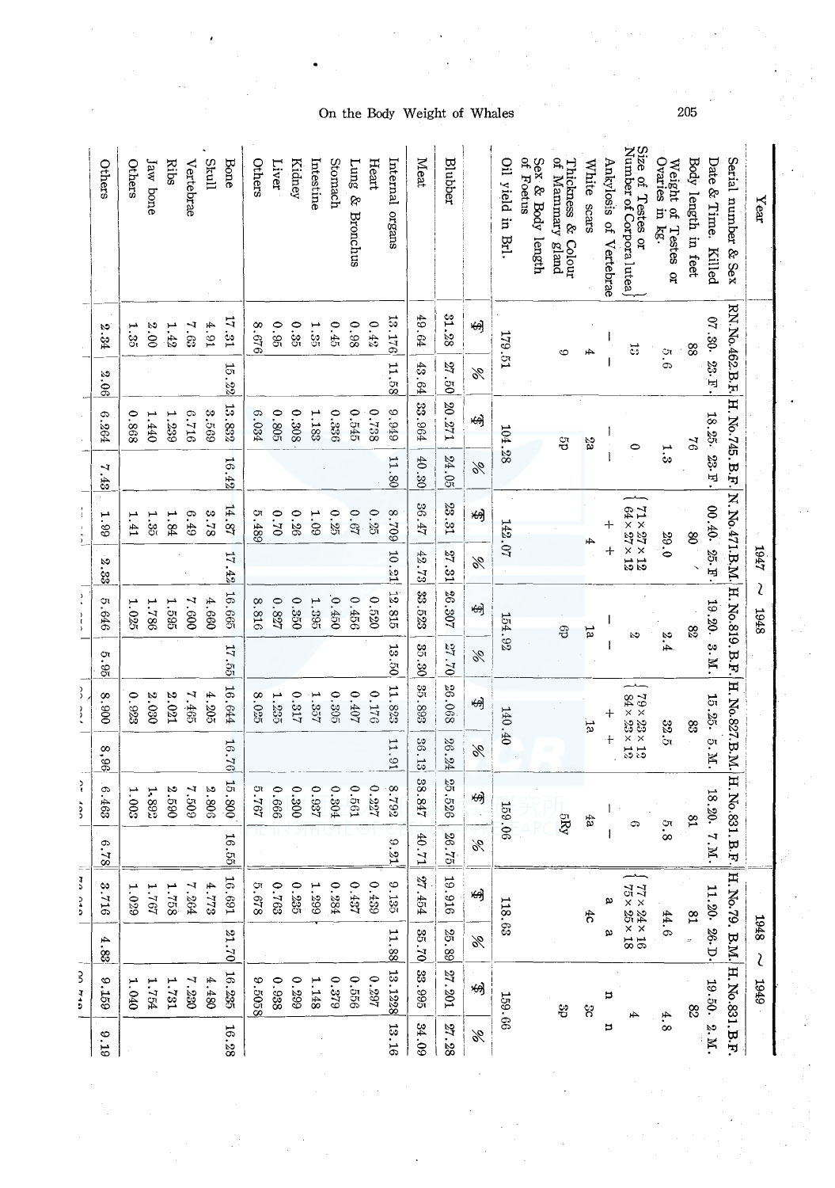| Year | 1947 ~ 1948 | | | | | | | | | | | | 1948 ~ 1949 | | | |
|---|---|---|---|---|---|---|---|---|---|---|---|---|---|---|---|---|
| Serial number & Sex | RN.No.462.B.F. | | H.No.745.B.F. | | N.No.471.B.M. | | H.No.819.B.F. | | H.No.827.B.M. | | H.No.831.B.F. | | H.No.79.B.M. | | H.No.831.B.F. | |
| Date & Time. Killed | 07.30. 23.F. | | 18.25. 23.F. | | 00.40. 25.F. | | 19.20. 3.M. | | 15.25. 5.M. | | 18.20. 7.M. | | 11.20. 26.D. | | 19.50. 2.M. | |
| Body length in feet | 88 | | 76 | | 80 | | 82 | | 83 | | 81 | | 81 | | 82 | |
| Weight of Testes or Ovaries in kg. | 5.6 | | 1.3 | | 29.0 | | 2.4 | | 32.5 | | 5.8 | | 44.6 | | 4.8 | |
| Size of Testes or Number of Corpora lutea | 15 | | 0 | | 71×27×12 64×27×12 | | 2 | | 79×25×12 84×23×12 | | 6 | | 77×24×16 75×25×18 | | 4 | |
| Ankylosis of Vertebrae | — — | | — — | | + + | | — — | | + + | | — — | | a a | | n n | |
| White scars | 4 | | 2a | | 4 | | 1a | | 1a | | 4a | | 4c | | 3c | |
| Thickness & Colour of Mammary gland | 9 | | 5p | | | | 6p | | | | 5Ry | | | | 3p | |
| Sex & Body length of Foetus | | | | | | | | | | | | | | | | |
| Oil yield in Brl. | 179.51 | | 104.28 | | 142.07 | | 154.92 | | 140.40 | | 159.06 | | 118.63 | | 159.66 | |
| | t | % | t | % | t | % | t | % | t | % | t | % | t | % | t | % |
| Blubber | 31.28 | 27.50 | 20.271 | 24.05 | 23.31 | 27.31 | 26.307 | 27.70 | 26.068 | 26.24 | 25.526 | 26.75 | 19.916 | 25.89 | 27.201 | 27.28 |
| Meat | 49.64 | 43.64 | 33.964 | 40.30 | 36.47 | 42.73 | 33.523 | 35.30 | 35.893 | 36.13 | 38.847 | 40.71 | 27.454 | 35.70 | 33.995 | 34.09 |
| Internal organs | 13.176 | 11.58 | 9.949 | 11.80 | 8.709 | 10.21 | 12.815 | 13.50 | 11.823 | 11.91 | 8.792 | 9.21 | 9.135 | 11.88 | 13.1228 | 13.16 |
| Heart | 0.42 | | 0.738 | | 0.25 | | 0.520 | | 0.176 | | 0.227 | | 0.439 | | 0.297 | |
| Lung & Bronchus | 0.98 | | 0.545 | | 0.67 | | 0.456 | | 0.407 | | 0.561 | | 0.437 | | 0.556 | |
| Stomach | 0.45 | | 0.336 | | 0.25 | | 0.450 | | 0.305 | | 0.304 | | 0.284 | | 0.379 | |
| Intestine | 1.35 | | 1.183 | | 1.09 | | 1.395 | | 1.357 | | 0.937 | | 1.299 | | 1.148 | |
| Kidney | 0.35 | | 0.308 | | 0.26 | | 0.350 | | 0.317 | | 0.300 | | 0.235 | | 0.299 | |
| Liver | 0.95 | | 0.805 | | 0.70 | | 0.827 | | 1.235 | | 0.666 | | 0.763 | | 0.938 | |
| Others | 8.676 | | 6.034 | | 5.489 | | 8.816 | | 8.025 | | 5.767 | | 5.678 | | 9.5058 | |
| Bone | 17.31 | 15.22 | 13.852 | 16.42 | 14.87 | 17.42 | 16.665 | 17.55 | 16.644 | 16.76 | 15.800 | 16.55 | 16.691 | 21.70 | 16.235 | 16.28 |
| Skull | 4.91 | | 3.569 | | 3.78 | | 4.660 | | 4.205 | | 2.803 | | 4.773 | | 4.480 | |
| Vertebrae | 7.63 | | 6.716 | | 6.49 | | 7.600 | | 7.465 | | 7.509 | | 7.264 | | 7.230 | |
| Ribs | 1.42 | | 1.239 | | 1.84 | | 1.595 | | 2.021 | | 2.590 | | 1.758 | | 1.731 | |
| Jaw bone | 2.00 | | 1.440 | | 1.35 | | 1.786 | | 2.030 | | 1.892 | | 1.767 | | 1.754 | |
| Others | 1.35 | | 0.868 | | 1.41 | | 1.025 | | 0.923 | | 1.003 | | 1.029 | | 1.040 | |
| Others | 2.34 | 2.06 | 6.264 | 7.43 | 1.99 | 2.33 | 5.646 | 5.95 | 8.900 | 8.96 | 6.463 | 6.78 | 3.716 | 4.83 | 9.159 | 9.19 |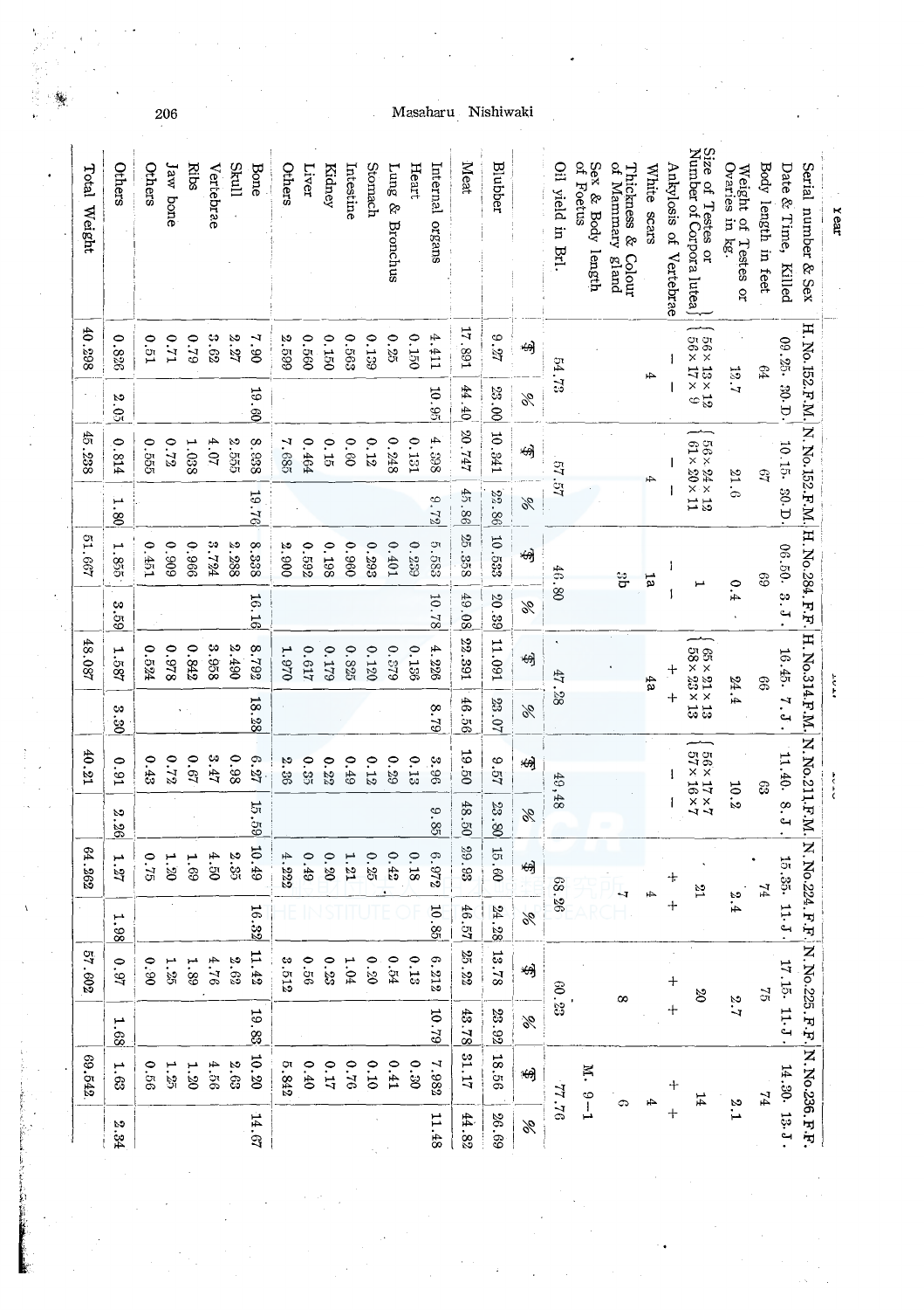| Year | | | | | | | | | | | | | | | | |
|---|---|---|---|---|---|---|---|---|---|---|---|---|---|---|---|---|
| Serial number & Sex | H. No.152.F.M. | | N. No.152.F.M. | | H. No.284.F.F. | | H. No.314.F.M. | | N. No.211.F.M. | | N. No.224.F.F. | | N. No.225.F.F. | | N. No.236.F.F. | |
| Date & Time, Killed | 09.25. 30.D. | | 10.15. 30.D. | | 06.50. 3.J. | | 16.45. 7.J. | | 11.40. 8.J. | | 15.35. 11.J. | | 17.15. 11.J. | | 14.30. 13.J. | |
| Body length in feet | 64 | | 67 | | 69 | | 66 | | 63 | | 74 | | 75 | | 74 | |
| Weight of Testes or Ovaries in kg. | 12.7 | | 21.6 | | 0.4 | | 24.4 | | 10.2 | | 2.4 | | 2.7 | | 2.1 | |
| Size of Testes or Number of Corpora lutea | 56×13×12 / 56×17×9 | | 56×24×12 / 61×20×11 | | 1 | | 65×21×13 / 58×23×13 | | 56×17×7 / 57×16×7 | | 21 | | 20 | | 14 | |
| Ankylosis of Vertebrae | – – | | – – | | – – | | + + | | – – | | + + | | + + | | + + | |
| White scars | 4 | | 4 | | 1a | | 4a | | | | 4 | | | | 4 | |
| Thickness & Colour of Mammary gland | | | | | 3b | | | | | | 7 | | 8 | | 6 | |
| Sex & Body length of Foetus | | | | | | | | | | | | | | | M. 9–1 | |
| Oil yield in Brl. | 54.73 | | 57.57 | | 46.80 | | 47.28 | | 49.48 | | 68.26 | | 60.23 | | 77.76 | |
| | T | % | T | % | T | % | T | % | T | % | T | % | T | % | T | % |
| Blubber | 9.27 | 23.00 | 10.341 | 22.86 | 10.533 | 20.39 | 11.091 | 23.07 | 9.57 | 23.80 | 15.60 | 24.28 | 13.78 | 23.92 | 18.56 | 26.69 |
| Meat | 17.891 | 44.40 | 20.747 | 45.86 | 25.358 | 49.08 | 22.391 | 46.56 | 19.50 | 48.50 | 29.93 | 46.57 | 25.22 | 43.78 | 31.17 | 44.82 |
| Internal organs | 4.411 | 10.95 | 4.398 | 9.72 | 5.583 | 10.78 | 4.226 | 8.79 | 3.96 | 9.85 | 6.972 | 10.85 | 6.212 | 10.79 | 7.982 | 11.48 |
| Heart | 0.150 | | 0.131 | | 0.239 | | 0.136 | | 0.13 | | 0.18 | | 0.13 | | 0.30 | |
| Lung & Bronchus | 0.25 | | 0.248 | | 0.401 | | 0.379 | | 0.29 | | 0.42 | | 0.54 | | 0.41 | |
| Stomach | 0.139 | | 0.12 | | 0.293 | | 0.120 | | 0.12 | | 0.25 | | 0.20 | | 0.10 | |
| Intestine | 0.563 | | 0.60 | | 0.960 | | 0.825 | | 0.49 | | 1.21 | | 1.04 | | 0.76 | |
| Kidney | 0.150 | | 0.15 | | 0.198 | | 0.179 | | 0.22 | | 0.20 | | 0.23 | | 0.17 | |
| Liver | 0.560 | | 0.464 | | 0.592 | | 0.617 | | 0.35 | | 0.49 | | 0.56 | | 0.40 | |
| Others | 2.599 | | 7.685 | | 2.900 | | 1.970 | | 2.36 | | 4.222 | | 3.512 | | 5.842 | |
| Bone | 7.90 | 19.60 | 8.938 | 19.76 | 8.338 | 16.16 | 8.792 | 18.28 | 6.27 | 15.59 | 10.49 | 16.32 | 11.42 | 19.83 | 10.20 | 14.67 |
| Skull | 2.27 | | 2.555 | | 2.288 | | 2.490 | | 0.98 | | 2.35 | | 2.62 | | 2.63 | |
| Vertebrae | 3.62 | | 4.07 | | 3.724 | | 3.958 | | 3.47 | | 4.50 | | 4.76 | | 4.56 | |
| Ribs | 0.79 | | 1.038 | | 0.966 | | 0.842 | | 0.67 | | 1.69 | | 1.89 | | 1.20 | |
| Jaw bone | 0.71 | | 0.72 | | 0.909 | | 0.978 | | 0.72 | | 1.20 | | 1.25 | | 1.25 | |
| Others | 0.51 | | 0.555 | | 0.451 | | 0.524 | | 0.43 | | 0.75 | | 0.90 | | 0.56 | |
| Others | 0.826 | 2.05 | 0.814 | 1.80 | 1.855 | 3.59 | 1.587 | 3.30 | 0.91 | 2.26 | 1.27 | 1.98 | 0.97 | 1.68 | 1.63 | 2.34 |
| Total Weight | 40.298 | | 45.238 | | 51.667 | | 48.087 | | 40.21 | | 64.262 | | 57.602 | | 69.542 | |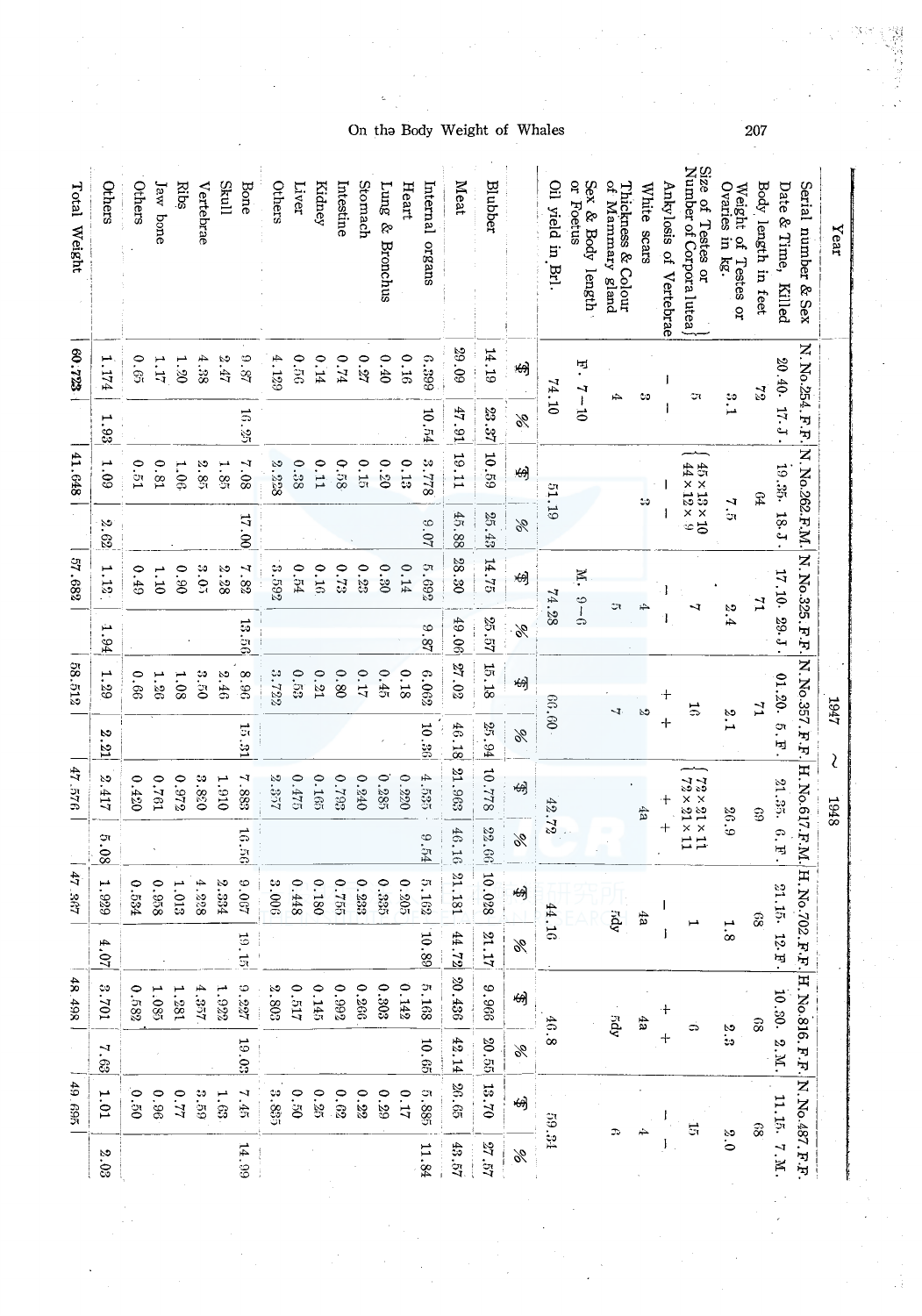| Year | 1947 ~ 1948 | | | | | | | | | | | | | | | |
|---|---|---|---|---|---|---|---|---|---|---|---|---|---|---|---|---|
| Serial number & Sex | N. No.254. F.F. | | N. No.262. F.M. | | N. No.325. F.F. | | N. No.357. F.F. | | H. No.617. F.M. | | H. No.702. F.F. | | H. No.816. F.F. | | N. No.487. F.F. | |
| Date & Time, Killed | 20.40. 17. J. | | 19.35. 18. J. | | 17.10. 29. J. | | 01.20. 5. F. | | 21.35. 6. F. | | 21.15. 12. F. | | 10.30. 2. M. | | 11.15. 7. M. | |
| Body length in feet | 72 | | 64 | | 71 | | 71 | | 69 | | 68 | | 68 | | 68 | |
| Weight of Testes or Ovaries in kg. | 3.1 | | 7.5 | | 2.4 | | 2.1 | | 26.9 | | 1.8 | | 2.3 | | 2.0 | |
| Size of Testes or Number of Corpora lutea | 5 | | 45×13×10 / 44×12×9 | | 7 | | 16 | | 72×21×11 / 72×21×11 | | 1 | | 6 | | 15 | |
| Ankylosis of Vertebrae | — — | | — — | | — — | | + + | | + + | | — — | | + + | | — — | |
| White scars | 3 | | 3 | | 4 | | 2 | | 4a | | 4a | | 4a | | 4 | |
| Thickness & Colour of Mammary gland | 4 | | | | 5 | | 7 | | | | 5dy | | 5dy | | 6 | |
| Sex & Body length or Foetus | F. 7–10 | | | | M. 9–6 | | | | | | | | | | | |
| Oil yield in Brl. | 74.10 | | 51.19 | | 74.28 | | 66.60 | | 42.72 | | 44.16 | | 46.8 | | 59.34 | |
| | t | % | t | % | t | % | t | % | t | % | t | % | t | % | t | % |
| Blubber | 14.19 | 23.37 | 10.59 | 25.43 | 14.75 | 25.57 | 15.18 | 25.94 | 10.778 | 22.66 | 10.028 | 21.17 | 9.966 | 20.55 | 13.70 | 27.57 |
| Meat | 29.09 | 47.91 | 19.11 | 45.88 | 28.30 | 49.06 | 27.02 | 46.18 | 21.963 | 46.16 | 21.181 | 44.72 | 20.436 | 42.14 | 21.65 | 43.57 |
| Internal organs | 6.399 | 10.54 | 3.778 | 9.07 | 5.692 | 9.87 | 6.062 | 10.36 | 4.535 | 9.54 | 5.162 | 10.89 | 5.168 | 10.65 | 5.885 | 11.84 |
| Heart | 0.16 | | 0.13 | | 0.14 | | 0.18 | | 0.220 | | 0.205 | | 0.142 | | 0.17 | |
| Lung & Bronchus | 0.40 | | 0.20 | | 0.30 | | 0.45 | | 0.285 | | 0.335 | | 0.303 | | 0.29 | |
| Stomach | 0.27 | | 0.15 | | 0.23 | | 0.17 | | 0.240 | | 0.233 | | 0.266 | | 0.22 | |
| Intestine | 0.74 | | 0.58 | | 0.73 | | 0.80 | | 0.793 | | 0.755 | | 0.992 | | 0.62 | |
| Kidney | 0.14 | | 0.11 | | 0.16 | | 0.21 | | 0.165 | | 0.180 | | 0.145 | | 0.25 | |
| Liver | 0.56 | | 0.38 | | 0.54 | | 0.53 | | 0.475 | | 0.448 | | 0.517 | | 0.50 | |
| Others | 4.129 | | 2.228 | | 3.592 | | 3.722 | | 2.357 | | 3.006 | | 2.803 | | 3.835 | |
| Bone | 9.87 | 16.25 | 7.08 | 17.00 | 7.82 | 13.56 | 8.96 | 15.31 | 7.883 | 16.56 | 9.067 | 19.15 | 9.227 | 19.03 | 7.45 | 14.99 |
| Skull | 2.47 | | 1.85 | | 2.28 | | 2.46 | | 1.910 | | 2.334 | | 1.922 | | 1.63 | |
| Vertebrae | 4.38 | | 2.85 | | 3.05 | | 3.50 | | 3.820 | | 4.228 | | 4.357 | | 3.59 | |
| Ribs | 1.20 | | 1.06 | | 0.90 | | 1.08 | | 0.972 | | 1.013 | | 1.281 | | 0.77 | |
| Jaw bone | 1.17 | | 0.81 | | 1.10 | | 1.26 | | 0.761 | | 0.958 | | 1.085 | | 0.96 | |
| Others | 0.65 | | 0.51 | | 0.49 | | 0.66 | | 0.420 | | 0.534 | | 0.582 | | 0.50 | |
| Others | 1.174 | 1.93 | 1.09 | 2.62 | 1.12 | 1.94 | 1.29 | 2.21 | 2.417 | 5.08 | 1.929 | 4.07 | 3.701 | 7.63 | 1.01 | 2.03 |
| Total Weight | 60.723 | | 41.648 | | 57.682 | | 58.512 | | 47.576 | | 47.367 | | 48.498 | | 49.695 | |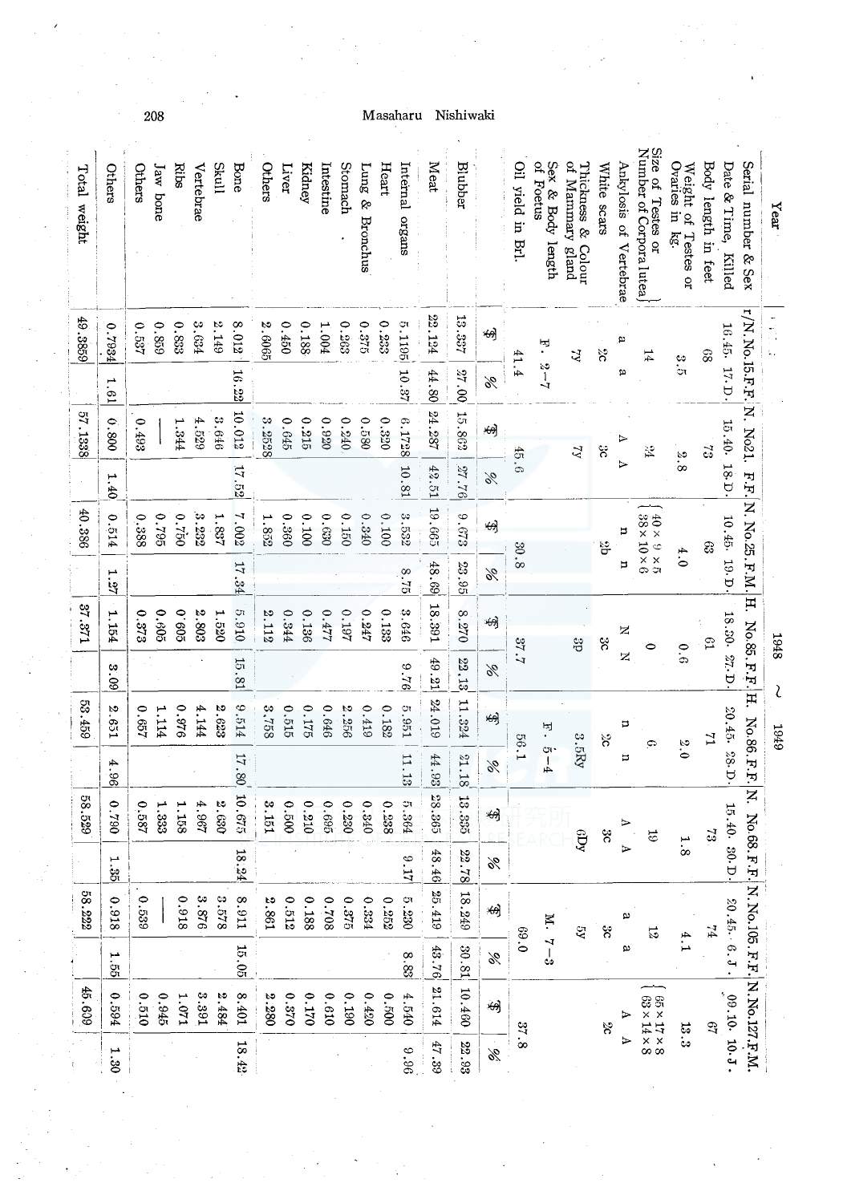| Year | 1948 ~ 1949 | | | | | | | | | | | | | | | |
|---|---|---|---|---|---|---|---|---|---|---|---|---|---|---|---|---|
| Serial number & Sex | r/N. No.15.F.F. | | N. No21. F.F. | | N. No.25.F.M. | | H. No.85.F.F. | | H. No.86.F.F. | | N. No.68.F.F. | | N.No.105.F.F. | | N.No.127.F.M. | |
| Date & Time, Killed | 16.45. 17.D. | | 15.40. 18.D. | | 10.45. 19.D. | | 18.30. 27.D. | | 20.45. 28.D. | | 15.40. 30.D. | | 20.45. 6.J. | | 09.10. 10.J. | |
| Body length in feet | 68 | | 73 | | 63 | | 61 | | 71 | | 73 | | 74 | | 67 | |
| Weight of Testes or Ovaries in kg. | 3.5 | | 2.8 | | 4.0 | | 0.6 | | 2.0 | | 1.8 | | 4.1 | | 13.3 | |
| Size of Testes or Number of Corpora lutea | 14 | | 24 | | {40×9×5, 38×10×6} | | 0 | | 6 | | 19 | | 12 | | {65×17×8, 63×14×8} | |
| Ankylosis of Vertebrae | a a | | A A | | n n | | N N | | n n | | A A | | a a | | A A | |
| White scars | 2c | | 3c | | 2b | | 3c | | 2c | | 3c | | 3c | | 2c | |
| Thickness & Colour of Mammary gland | 7y | | 7y | | | | 3p | | 3.5Ry | | 6Dy | | 5y | | | |
| Sex & Body length of Foetus | F. 2-7 | | | | | | | | F. 5-4 | | | | M. 7-3 | | | |
| Oil yield in Brl. | 41.4 | | 45.6 | | 30.8 | | 37.7 | | 56.1 | | | | 69.0 | | 37.8 | |
| | 瓲 | % | 瓲 | % | 瓲 | % | 瓲 | % | 瓲 | % | 瓲 | % | 瓲 | % | 瓲 | % |
| Blubber | 13.337 | 27.00 | 15.869 | 27.76 | 9.673 | 23.95 | 8.270 | 22.13 | 11.324 | 21.18 | 13.335 | 22.78 | 18.249 | 30.81 | 10.460 | 22.93 |
| Meat | 22.124 | 44.80 | 24.287 | 42.51 | 19.665 | 48.69 | 18.391 | 49.21 | 24.019 | 44.93 | 28.365 | 48.46 | 25.419 | 43.76 | 21.614 | 47.39 |
| Internal organs | 5.1195 | 10.37 | 6.1728 | 10.81 | 3.532 | 8.75 | 3.646 | 9.76 | 5.951 | 11.13 | 5.364 | 9.17 | 5.230 | 8.83 | 4.540 | 9.96 |
| Heart | 0.233 | | 0.320 | | 0.100 | | 0.133 | | 0.182 | | 0.238 | | 0.252 | | 0.500 | |
| Lung & Bronchus | 0.375 | | 0.580 | | 0.340 | | 0.247 | | 0.419 | | 0.340 | | 0.334 | | 0.420 | |
| Stomach | 0.263 | | 0.240 | | 0.150 | | 0.197 | | 2.256 | | 0.230 | | 0.375 | | 0.190 | |
| Intestine | 1.004 | | 0.920 | | 0.630 | | 0.477 | | 0.646 | | 0.695 | | 0.708 | | 0.610 | |
| Kidney | 0.188 | | 0.215 | | 0.100 | | 0.136 | | 0.175 | | 0.210 | | 0.188 | | 0.170 | |
| Liver | 0.450 | | 0.645 | | 0.360 | | 0.344 | | 0.515 | | 0.500 | | 0.512 | | 0.370 | |
| Others | 2.6065 | | 3.2528 | | 1.852 | | 2.112 | | 3.758 | | 3.151 | | 2.861 | | 2.280 | |
| Bone | 8.012 | 16.22 | 10.012 | 17.52 | 7.002 | 17.34 | 5.910 | 15.81 | 9.514 | 17.80 | 10.675 | 18.24 | 8.911 | 15.05 | 8.401 | 18.42 |
| Skull | 2.149 | | 3.646 | | 1.837 | | 1.520 | | 2.623 | | 2.630 | | 3.578 | | 2.484 | |
| Vertebrae | 3.634 | | 4.529 | | 3.232 | | 2.803 | | 4.144 | | 4.967 | | 3.876 | | 3.391 | |
| Ribs | 0.833 | | 1.344 | | 0.750 | | 0.605 | | 0.976 | | 1.158 | | 0.918 | | 1.071 | |
| Jaw bone | 0.859 | | — | | 0.795 | | 0.605 | | 1.114 | | 1.333 | | — | | 0.945 | |
| Others | 0.537 | | 0.493 | | 0.388 | | 0.373 | | 0.657 | | 0.587 | | 0.539 | | 0.510 | |
| Others | 0.7934 | 1.61 | 0.800 | 1.40 | 0.514 | 1.27 | 1.154 | 3.09 | 2.631 | 4.96 | 0.790 | 1.35 | 0.918 | 1.55 | 0.594 | 1.30 |
| Total weight | 49.3859 | | 57.1338 | | 40.386 | | 37.371 | | 53.459 | | 58.529 | | 58.222 | | 45.609 | |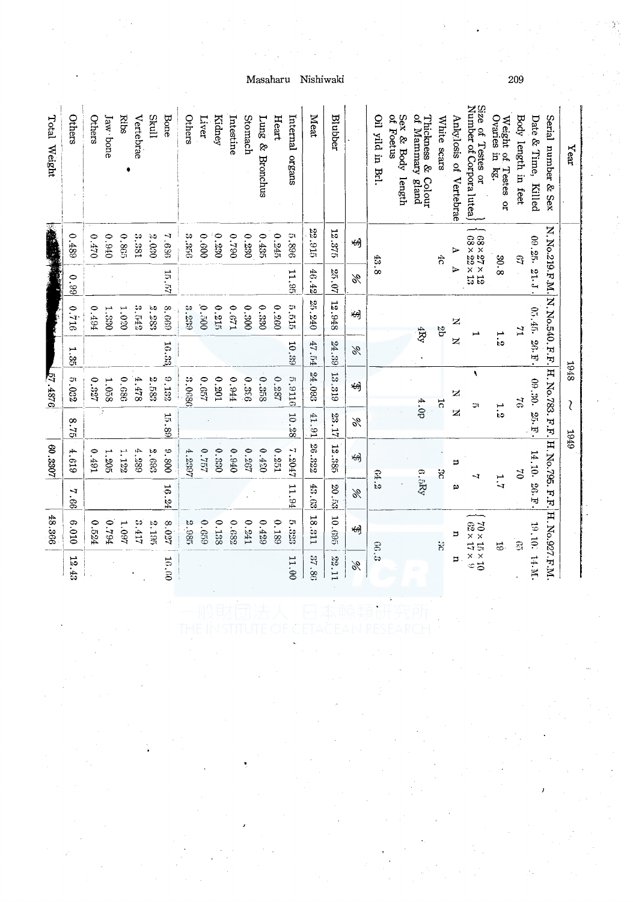| Year | 1948 ~ 1949 | | | | | | | | | |
|---|---|---|---|---|---|---|---|---|---|---|
| Serial number & Sex | N.No.219.F.M. | | N.No.540.F.F. | | H.No.783.F.F. | | H.No.795.F.F. | | H.No.927.F.M. | |
| Date & Time, Killed | 09. 25. 21. J. | | 05. 45. 26. F. | | 09. 30. 25. F. | | 14. 10. 26. F. | | 19. 10. 14. M. | |
| Body length in feet | 67 | | 71 | | 76 | | 70 | | 65 | |
| Weight of Testes or Ovaries in kg. | 30.8 | | 1.2 | | 1.2 | | 1.7 | | 19 | |
| Size of Testes or Number of Corpora lutea | 68×27×12 / 68×22×13 | | 1 | | 5 | | 7 | | 70×15×10 / 62×17×9 | |
| Ankylosis of Vertebrae | A A | | N N | | N N | | n a | | n n | |
| White scars | 4c | | 2b | | 1c | | 3c | | 3c | |
| Thickness & Colour of Mammary gland | | | 4Ry | | 4.0p | | 6.5Ry | | | |
| Sex & Body length of Foetus | | | | | | | | | | |
| Oil yild in Brl. | 43.8 | | | | | | 64.2 | | 66.3 | |
| | ㌧ | % | ㌧ | % | ㌧ | % | ㌧ | % | ㌧ | % |
| Blubber | 12.375 | 25.07 | 12.948 | 24.39 | 13.319 | 23.17 | 12.385 | 20.53 | 10.695 | 22.11 |
| Meat | 22.915 | 46.42 | 25.240 | 47.54 | 24.093 | 41.91 | 26.322 | 43.63 | 18.311 | 37.86 |
| Internal organs | 5.896 | 11.95 | 5.515 | 10.39 | 5.9116 | 10.28 | 7.2047 | 11.94 | 5.323 | 11.00 |
| Heart | 0.245 | | 0.260 | | 0.287 | | 0.251 | | 0.189 | |
| Lung & Bronchus | 0.435 | | 0.330 | | 0.358 | | 0.420 | | 0.429 | |
| Stomach | 0.230 | | 0.300 | | 0.366 | | 0.267 | | 0.241 | |
| Intestine | 0.790 | | 0.671 | | 0.944 | | 0.940 | | 0.682 | |
| Kidney | 0.230 | | 0.215 | | 0.201 | | 0.330 | | 0.138 | |
| Liver | 0.600 | | 0.500 | | 0.657 | | 0.757 | | 0.659 | |
| Others | 3.356 | | 3.239 | | 3.0686 | | 4.2397 | | 2.985 | |
| Bone | 7.636 | 15.57 | 8.669 | 16.33 | 9.132 | 15.89 | 9.800 | 16.24 | 8.027 | 16.60 |
| Skull | 2.030 | | 2.283 | | 2.582 | | 2.693 | | 2.195 | |
| Vertebrae | 3.331 | | 3.542 | | 4.478 | | 4.289 | | 3.417 | |
| Ribs | 0.865 | | 1.020 | | 0.686 | | 1.122 | | 1.097 | |
| Jaw bone | 0.940 | | 1.330 | | 1.058 | | 1.205 | | 0.794 | |
| Others | 0.470 | | 0.494 | | 0.327 | | 0.491 | | 0.524 | |
| Others | 0.489 | 0.99 | 0.716 | 1.35 | 5.032 | 8.75 | 4.619 | 7.66 | 6.010 | 12.43 |
| Total Weight | | | | | 57.4876 | | 60.3307 | | 48.366 | |